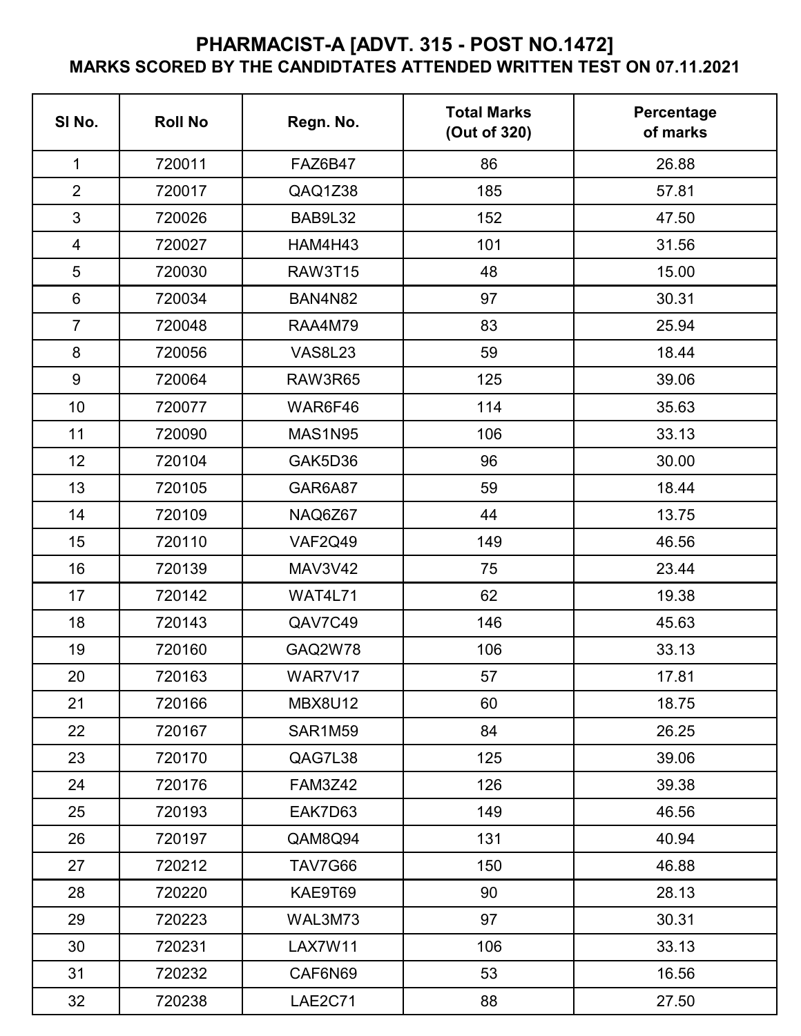# PHARMACIST-A [ADVT. 315 - POST NO.1472]

## MARKS SCORED BY THE CANDIDTATES ATTENDED WRITTEN TEST ON 07.11.2021

| Sl No. | Roll No | Regn. No. | Total Marks (Out of 320) | Percentage of marks |
|---|---|---|---|---|
| 1 | 720011 | FAZ6B47 | 86 | 26.88 |
| 2 | 720017 | QAQ1Z38 | 185 | 57.81 |
| 3 | 720026 | BAB9L32 | 152 | 47.50 |
| 4 | 720027 | HAM4H43 | 101 | 31.56 |
| 5 | 720030 | RAW3T15 | 48 | 15.00 |
| 6 | 720034 | BAN4N82 | 97 | 30.31 |
| 7 | 720048 | RAA4M79 | 83 | 25.94 |
| 8 | 720056 | VAS8L23 | 59 | 18.44 |
| 9 | 720064 | RAW3R65 | 125 | 39.06 |
| 10 | 720077 | WAR6F46 | 114 | 35.63 |
| 11 | 720090 | MAS1N95 | 106 | 33.13 |
| 12 | 720104 | GAK5D36 | 96 | 30.00 |
| 13 | 720105 | GAR6A87 | 59 | 18.44 |
| 14 | 720109 | NAQ6Z67 | 44 | 13.75 |
| 15 | 720110 | VAF2Q49 | 149 | 46.56 |
| 16 | 720139 | MAV3V42 | 75 | 23.44 |
| 17 | 720142 | WAT4L71 | 62 | 19.38 |
| 18 | 720143 | QAV7C49 | 146 | 45.63 |
| 19 | 720160 | GAQ2W78 | 106 | 33.13 |
| 20 | 720163 | WAR7V17 | 57 | 17.81 |
| 21 | 720166 | MBX8U12 | 60 | 18.75 |
| 22 | 720167 | SAR1M59 | 84 | 26.25 |
| 23 | 720170 | QAG7L38 | 125 | 39.06 |
| 24 | 720176 | FAM3Z42 | 126 | 39.38 |
| 25 | 720193 | EAK7D63 | 149 | 46.56 |
| 26 | 720197 | QAM8Q94 | 131 | 40.94 |
| 27 | 720212 | TAV7G66 | 150 | 46.88 |
| 28 | 720220 | KAE9T69 | 90 | 28.13 |
| 29 | 720223 | WAL3M73 | 97 | 30.31 |
| 30 | 720231 | LAX7W11 | 106 | 33.13 |
| 31 | 720232 | CAF6N69 | 53 | 16.56 |
| 32 | 720238 | LAE2C71 | 88 | 27.50 |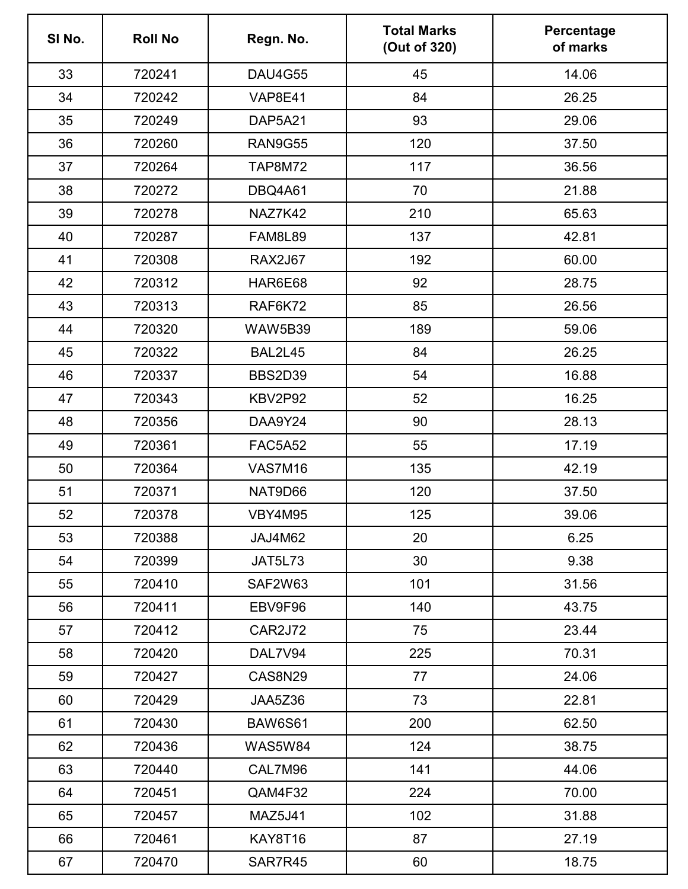| Sl No. | Roll No | Regn. No. | Total Marks (Out of 320) | Percentage of marks |
|---|---|---|---|---|
| 33 | 720241 | DAU4G55 | 45 | 14.06 |
| 34 | 720242 | VAP8E41 | 84 | 26.25 |
| 35 | 720249 | DAP5A21 | 93 | 29.06 |
| 36 | 720260 | RAN9G55 | 120 | 37.50 |
| 37 | 720264 | TAP8M72 | 117 | 36.56 |
| 38 | 720272 | DBQ4A61 | 70 | 21.88 |
| 39 | 720278 | NAZ7K42 | 210 | 65.63 |
| 40 | 720287 | FAM8L89 | 137 | 42.81 |
| 41 | 720308 | RAX2J67 | 192 | 60.00 |
| 42 | 720312 | HAR6E68 | 92 | 28.75 |
| 43 | 720313 | RAF6K72 | 85 | 26.56 |
| 44 | 720320 | WAW5B39 | 189 | 59.06 |
| 45 | 720322 | BAL2L45 | 84 | 26.25 |
| 46 | 720337 | BBS2D39 | 54 | 16.88 |
| 47 | 720343 | KBV2P92 | 52 | 16.25 |
| 48 | 720356 | DAA9Y24 | 90 | 28.13 |
| 49 | 720361 | FAC5A52 | 55 | 17.19 |
| 50 | 720364 | VAS7M16 | 135 | 42.19 |
| 51 | 720371 | NAT9D66 | 120 | 37.50 |
| 52 | 720378 | VBY4M95 | 125 | 39.06 |
| 53 | 720388 | JAJ4M62 | 20 | 6.25 |
| 54 | 720399 | JAT5L73 | 30 | 9.38 |
| 55 | 720410 | SAF2W63 | 101 | 31.56 |
| 56 | 720411 | EBV9F96 | 140 | 43.75 |
| 57 | 720412 | CAR2J72 | 75 | 23.44 |
| 58 | 720420 | DAL7V94 | 225 | 70.31 |
| 59 | 720427 | CAS8N29 | 77 | 24.06 |
| 60 | 720429 | JAA5Z36 | 73 | 22.81 |
| 61 | 720430 | BAW6S61 | 200 | 62.50 |
| 62 | 720436 | WAS5W84 | 124 | 38.75 |
| 63 | 720440 | CAL7M96 | 141 | 44.06 |
| 64 | 720451 | QAM4F32 | 224 | 70.00 |
| 65 | 720457 | MAZ5J41 | 102 | 31.88 |
| 66 | 720461 | KAY8T16 | 87 | 27.19 |
| 67 | 720470 | SAR7R45 | 60 | 18.75 |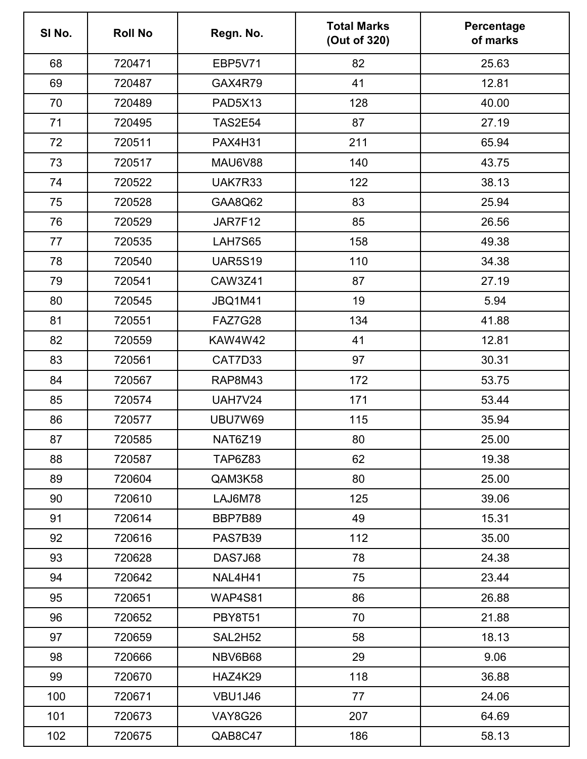| Sl No. | Roll No | Regn. No. | Total Marks (Out of 320) | Percentage of marks |
|---|---|---|---|---|
| 68 | 720471 | EBP5V71 | 82 | 25.63 |
| 69 | 720487 | GAX4R79 | 41 | 12.81 |
| 70 | 720489 | PAD5X13 | 128 | 40.00 |
| 71 | 720495 | TAS2E54 | 87 | 27.19 |
| 72 | 720511 | PAX4H31 | 211 | 65.94 |
| 73 | 720517 | MAU6V88 | 140 | 43.75 |
| 74 | 720522 | UAK7R33 | 122 | 38.13 |
| 75 | 720528 | GAA8Q62 | 83 | 25.94 |
| 76 | 720529 | JAR7F12 | 85 | 26.56 |
| 77 | 720535 | LAH7S65 | 158 | 49.38 |
| 78 | 720540 | UAR5S19 | 110 | 34.38 |
| 79 | 720541 | CAW3Z41 | 87 | 27.19 |
| 80 | 720545 | JBQ1M41 | 19 | 5.94 |
| 81 | 720551 | FAZ7G28 | 134 | 41.88 |
| 82 | 720559 | KAW4W42 | 41 | 12.81 |
| 83 | 720561 | CAT7D33 | 97 | 30.31 |
| 84 | 720567 | RAP8M43 | 172 | 53.75 |
| 85 | 720574 | UAH7V24 | 171 | 53.44 |
| 86 | 720577 | UBU7W69 | 115 | 35.94 |
| 87 | 720585 | NAT6Z19 | 80 | 25.00 |
| 88 | 720587 | TAP6Z83 | 62 | 19.38 |
| 89 | 720604 | QAM3K58 | 80 | 25.00 |
| 90 | 720610 | LAJ6M78 | 125 | 39.06 |
| 91 | 720614 | BBP7B89 | 49 | 15.31 |
| 92 | 720616 | PAS7B39 | 112 | 35.00 |
| 93 | 720628 | DAS7J68 | 78 | 24.38 |
| 94 | 720642 | NAL4H41 | 75 | 23.44 |
| 95 | 720651 | WAP4S81 | 86 | 26.88 |
| 96 | 720652 | PBY8T51 | 70 | 21.88 |
| 97 | 720659 | SAL2H52 | 58 | 18.13 |
| 98 | 720666 | NBV6B68 | 29 | 9.06 |
| 99 | 720670 | HAZ4K29 | 118 | 36.88 |
| 100 | 720671 | VBU1J46 | 77 | 24.06 |
| 101 | 720673 | VAY8G26 | 207 | 64.69 |
| 102 | 720675 | QAB8C47 | 186 | 58.13 |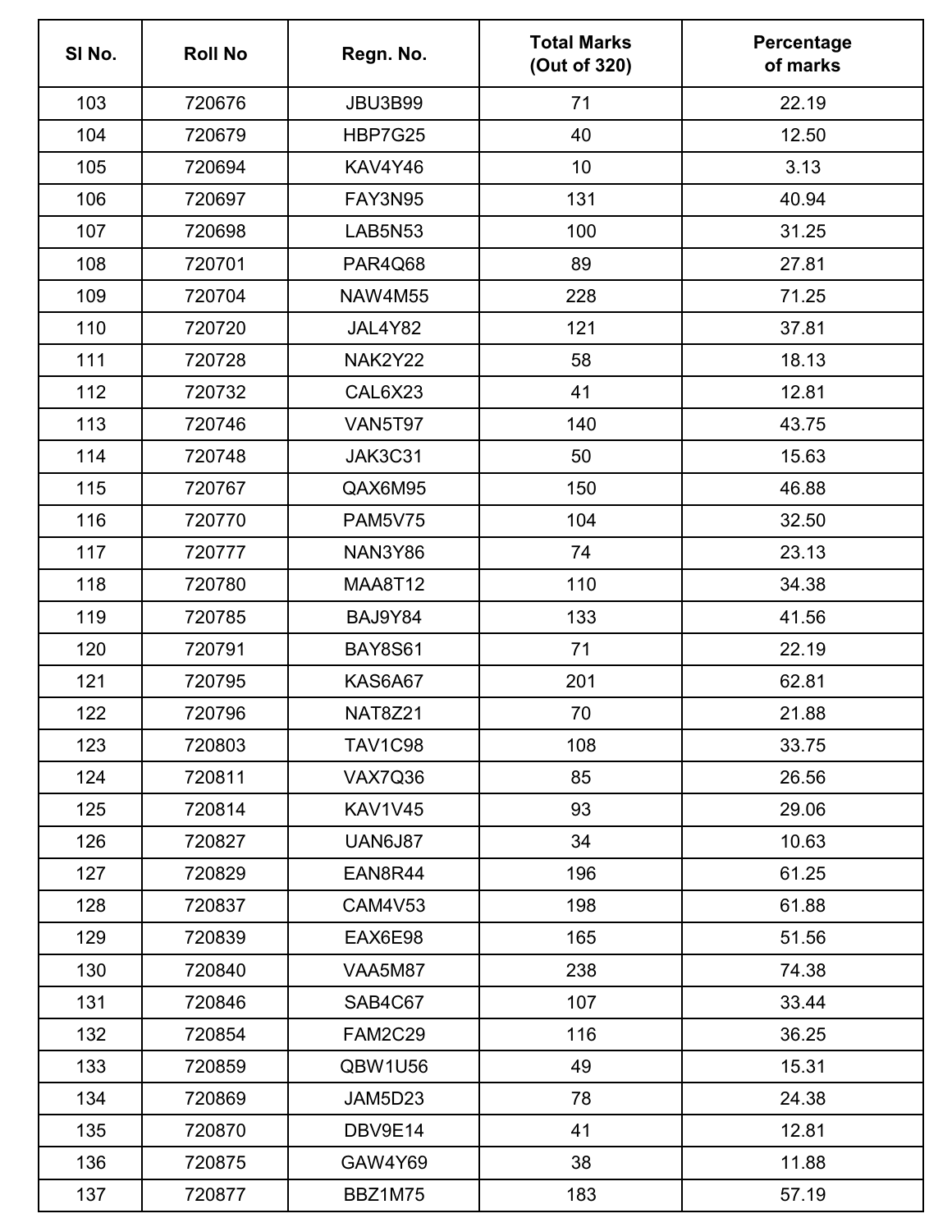| Sl No. | Roll No | Regn. No. | Total Marks (Out of 320) | Percentage of marks |
|---|---|---|---|---|
| 103 | 720676 | JBU3B99 | 71 | 22.19 |
| 104 | 720679 | HBP7G25 | 40 | 12.50 |
| 105 | 720694 | KAV4Y46 | 10 | 3.13 |
| 106 | 720697 | FAY3N95 | 131 | 40.94 |
| 107 | 720698 | LAB5N53 | 100 | 31.25 |
| 108 | 720701 | PAR4Q68 | 89 | 27.81 |
| 109 | 720704 | NAW4M55 | 228 | 71.25 |
| 110 | 720720 | JAL4Y82 | 121 | 37.81 |
| 111 | 720728 | NAK2Y22 | 58 | 18.13 |
| 112 | 720732 | CAL6X23 | 41 | 12.81 |
| 113 | 720746 | VAN5T97 | 140 | 43.75 |
| 114 | 720748 | JAK3C31 | 50 | 15.63 |
| 115 | 720767 | QAX6M95 | 150 | 46.88 |
| 116 | 720770 | PAM5V75 | 104 | 32.50 |
| 117 | 720777 | NAN3Y86 | 74 | 23.13 |
| 118 | 720780 | MAA8T12 | 110 | 34.38 |
| 119 | 720785 | BAJ9Y84 | 133 | 41.56 |
| 120 | 720791 | BAY8S61 | 71 | 22.19 |
| 121 | 720795 | KAS6A67 | 201 | 62.81 |
| 122 | 720796 | NAT8Z21 | 70 | 21.88 |
| 123 | 720803 | TAV1C98 | 108 | 33.75 |
| 124 | 720811 | VAX7Q36 | 85 | 26.56 |
| 125 | 720814 | KAV1V45 | 93 | 29.06 |
| 126 | 720827 | UAN6J87 | 34 | 10.63 |
| 127 | 720829 | EAN8R44 | 196 | 61.25 |
| 128 | 720837 | CAM4V53 | 198 | 61.88 |
| 129 | 720839 | EAX6E98 | 165 | 51.56 |
| 130 | 720840 | VAA5M87 | 238 | 74.38 |
| 131 | 720846 | SAB4C67 | 107 | 33.44 |
| 132 | 720854 | FAM2C29 | 116 | 36.25 |
| 133 | 720859 | QBW1U56 | 49 | 15.31 |
| 134 | 720869 | JAM5D23 | 78 | 24.38 |
| 135 | 720870 | DBV9E14 | 41 | 12.81 |
| 136 | 720875 | GAW4Y69 | 38 | 11.88 |
| 137 | 720877 | BBZ1M75 | 183 | 57.19 |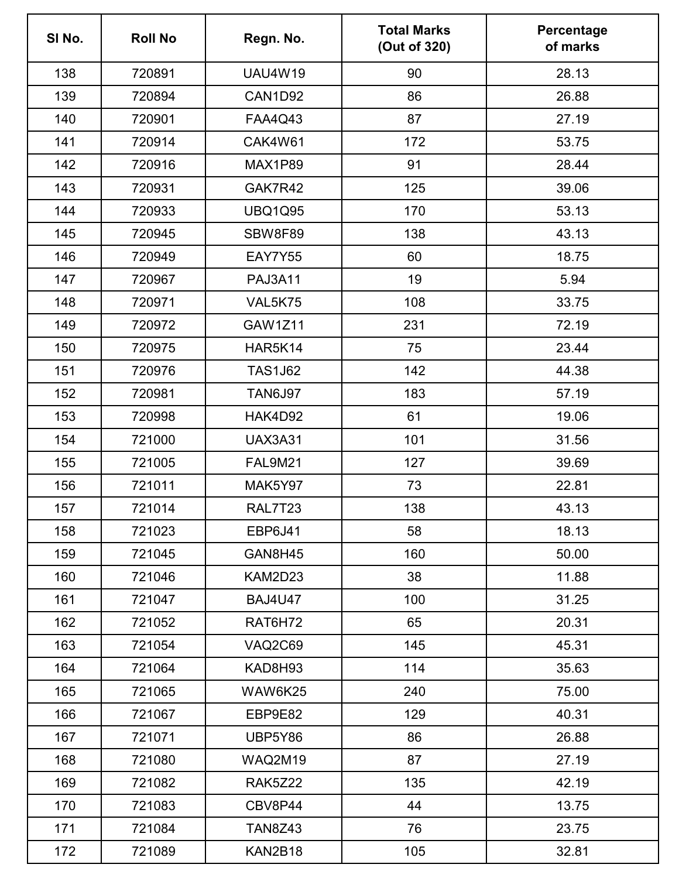| Sl No. | Roll No | Regn. No. | Total Marks (Out of 320) | Percentage of marks |
|---|---|---|---|---|
| 138 | 720891 | UAU4W19 | 90 | 28.13 |
| 139 | 720894 | CAN1D92 | 86 | 26.88 |
| 140 | 720901 | FAA4Q43 | 87 | 27.19 |
| 141 | 720914 | CAK4W61 | 172 | 53.75 |
| 142 | 720916 | MAX1P89 | 91 | 28.44 |
| 143 | 720931 | GAK7R42 | 125 | 39.06 |
| 144 | 720933 | UBQ1Q95 | 170 | 53.13 |
| 145 | 720945 | SBW8F89 | 138 | 43.13 |
| 146 | 720949 | EAY7Y55 | 60 | 18.75 |
| 147 | 720967 | PAJ3A11 | 19 | 5.94 |
| 148 | 720971 | VAL5K75 | 108 | 33.75 |
| 149 | 720972 | GAW1Z11 | 231 | 72.19 |
| 150 | 720975 | HAR5K14 | 75 | 23.44 |
| 151 | 720976 | TAS1J62 | 142 | 44.38 |
| 152 | 720981 | TAN6J97 | 183 | 57.19 |
| 153 | 720998 | HAK4D92 | 61 | 19.06 |
| 154 | 721000 | UAX3A31 | 101 | 31.56 |
| 155 | 721005 | FAL9M21 | 127 | 39.69 |
| 156 | 721011 | MAK5Y97 | 73 | 22.81 |
| 157 | 721014 | RAL7T23 | 138 | 43.13 |
| 158 | 721023 | EBP6J41 | 58 | 18.13 |
| 159 | 721045 | GAN8H45 | 160 | 50.00 |
| 160 | 721046 | KAM2D23 | 38 | 11.88 |
| 161 | 721047 | BAJ4U47 | 100 | 31.25 |
| 162 | 721052 | RAT6H72 | 65 | 20.31 |
| 163 | 721054 | VAQ2C69 | 145 | 45.31 |
| 164 | 721064 | KAD8H93 | 114 | 35.63 |
| 165 | 721065 | WAW6K25 | 240 | 75.00 |
| 166 | 721067 | EBP9E82 | 129 | 40.31 |
| 167 | 721071 | UBP5Y86 | 86 | 26.88 |
| 168 | 721080 | WAQ2M19 | 87 | 27.19 |
| 169 | 721082 | RAK5Z22 | 135 | 42.19 |
| 170 | 721083 | CBV8P44 | 44 | 13.75 |
| 171 | 721084 | TAN8Z43 | 76 | 23.75 |
| 172 | 721089 | KAN2B18 | 105 | 32.81 |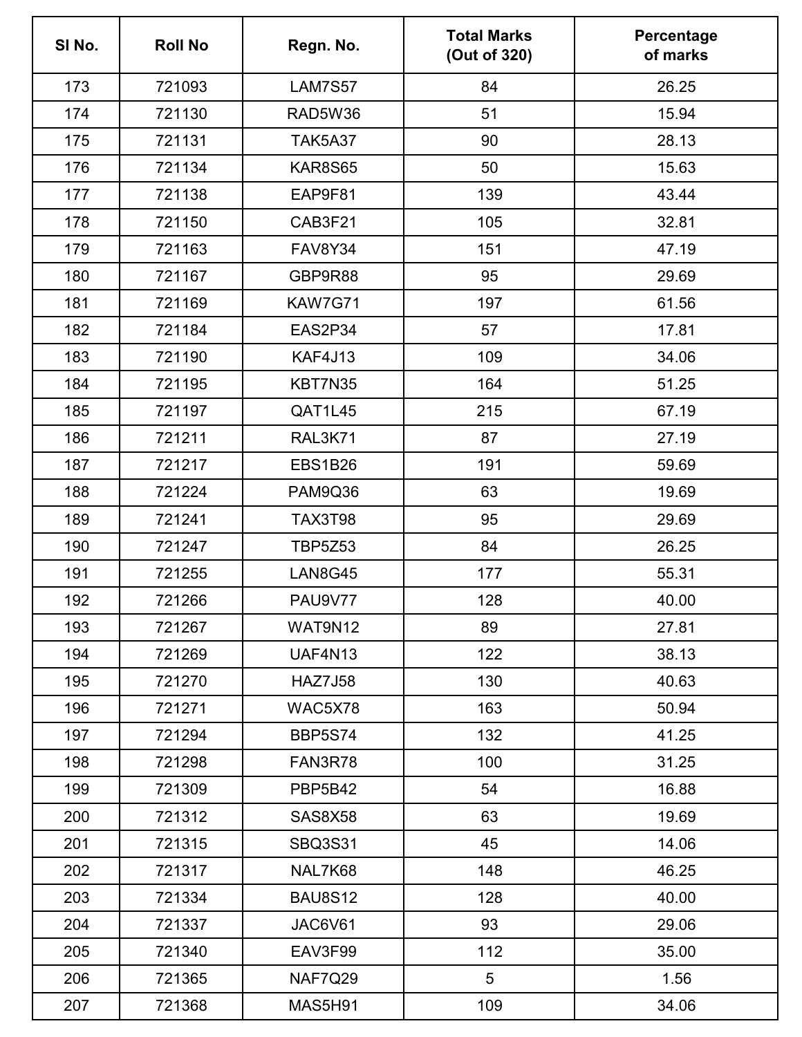| Sl No. | Roll No | Regn. No. | Total Marks (Out of 320) | Percentage of marks |
|---|---|---|---|---|
| 173 | 721093 | LAM7S57 | 84 | 26.25 |
| 174 | 721130 | RAD5W36 | 51 | 15.94 |
| 175 | 721131 | TAK5A37 | 90 | 28.13 |
| 176 | 721134 | KAR8S65 | 50 | 15.63 |
| 177 | 721138 | EAP9F81 | 139 | 43.44 |
| 178 | 721150 | CAB3F21 | 105 | 32.81 |
| 179 | 721163 | FAV8Y34 | 151 | 47.19 |
| 180 | 721167 | GBP9R88 | 95 | 29.69 |
| 181 | 721169 | KAW7G71 | 197 | 61.56 |
| 182 | 721184 | EAS2P34 | 57 | 17.81 |
| 183 | 721190 | KAF4J13 | 109 | 34.06 |
| 184 | 721195 | KBT7N35 | 164 | 51.25 |
| 185 | 721197 | QAT1L45 | 215 | 67.19 |
| 186 | 721211 | RAL3K71 | 87 | 27.19 |
| 187 | 721217 | EBS1B26 | 191 | 59.69 |
| 188 | 721224 | PAM9Q36 | 63 | 19.69 |
| 189 | 721241 | TAX3T98 | 95 | 29.69 |
| 190 | 721247 | TBP5Z53 | 84 | 26.25 |
| 191 | 721255 | LAN8G45 | 177 | 55.31 |
| 192 | 721266 | PAU9V77 | 128 | 40.00 |
| 193 | 721267 | WAT9N12 | 89 | 27.81 |
| 194 | 721269 | UAF4N13 | 122 | 38.13 |
| 195 | 721270 | HAZ7J58 | 130 | 40.63 |
| 196 | 721271 | WAC5X78 | 163 | 50.94 |
| 197 | 721294 | BBP5S74 | 132 | 41.25 |
| 198 | 721298 | FAN3R78 | 100 | 31.25 |
| 199 | 721309 | PBP5B42 | 54 | 16.88 |
| 200 | 721312 | SAS8X58 | 63 | 19.69 |
| 201 | 721315 | SBQ3S31 | 45 | 14.06 |
| 202 | 721317 | NAL7K68 | 148 | 46.25 |
| 203 | 721334 | BAU8S12 | 128 | 40.00 |
| 204 | 721337 | JAC6V61 | 93 | 29.06 |
| 205 | 721340 | EAV3F99 | 112 | 35.00 |
| 206 | 721365 | NAF7Q29 | 5 | 1.56 |
| 207 | 721368 | MAS5H91 | 109 | 34.06 |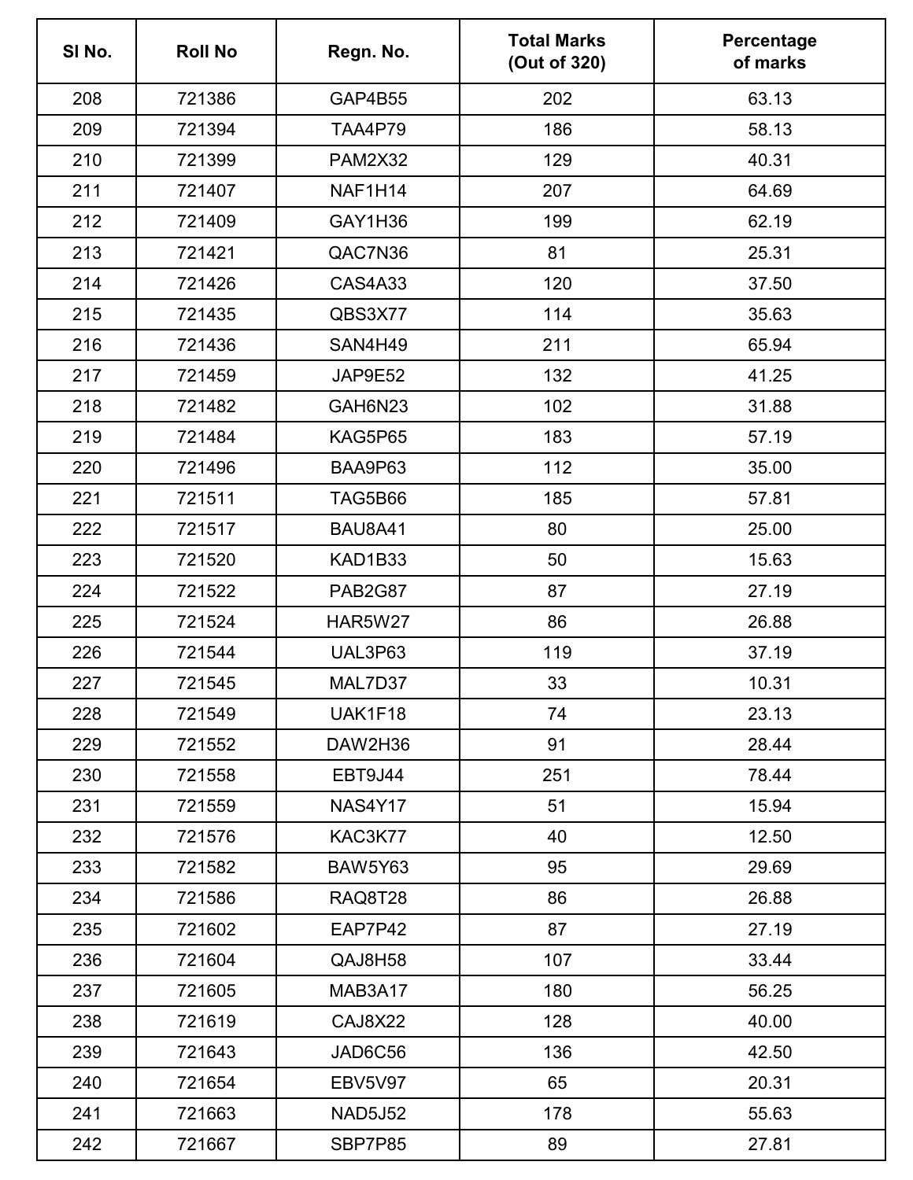| Sl No. | Roll No | Regn. No. | Total Marks (Out of 320) | Percentage of marks |
|---|---|---|---|---|
| 208 | 721386 | GAP4B55 | 202 | 63.13 |
| 209 | 721394 | TAA4P79 | 186 | 58.13 |
| 210 | 721399 | PAM2X32 | 129 | 40.31 |
| 211 | 721407 | NAF1H14 | 207 | 64.69 |
| 212 | 721409 | GAY1H36 | 199 | 62.19 |
| 213 | 721421 | QAC7N36 | 81 | 25.31 |
| 214 | 721426 | CAS4A33 | 120 | 37.50 |
| 215 | 721435 | QBS3X77 | 114 | 35.63 |
| 216 | 721436 | SAN4H49 | 211 | 65.94 |
| 217 | 721459 | JAP9E52 | 132 | 41.25 |
| 218 | 721482 | GAH6N23 | 102 | 31.88 |
| 219 | 721484 | KAG5P65 | 183 | 57.19 |
| 220 | 721496 | BAA9P63 | 112 | 35.00 |
| 221 | 721511 | TAG5B66 | 185 | 57.81 |
| 222 | 721517 | BAU8A41 | 80 | 25.00 |
| 223 | 721520 | KAD1B33 | 50 | 15.63 |
| 224 | 721522 | PAB2G87 | 87 | 27.19 |
| 225 | 721524 | HAR5W27 | 86 | 26.88 |
| 226 | 721544 | UAL3P63 | 119 | 37.19 |
| 227 | 721545 | MAL7D37 | 33 | 10.31 |
| 228 | 721549 | UAK1F18 | 74 | 23.13 |
| 229 | 721552 | DAW2H36 | 91 | 28.44 |
| 230 | 721558 | EBT9J44 | 251 | 78.44 |
| 231 | 721559 | NAS4Y17 | 51 | 15.94 |
| 232 | 721576 | KAC3K77 | 40 | 12.50 |
| 233 | 721582 | BAW5Y63 | 95 | 29.69 |
| 234 | 721586 | RAQ8T28 | 86 | 26.88 |
| 235 | 721602 | EAP7P42 | 87 | 27.19 |
| 236 | 721604 | QAJ8H58 | 107 | 33.44 |
| 237 | 721605 | MAB3A17 | 180 | 56.25 |
| 238 | 721619 | CAJ8X22 | 128 | 40.00 |
| 239 | 721643 | JAD6C56 | 136 | 42.50 |
| 240 | 721654 | EBV5V97 | 65 | 20.31 |
| 241 | 721663 | NAD5J52 | 178 | 55.63 |
| 242 | 721667 | SBP7P85 | 89 | 27.81 |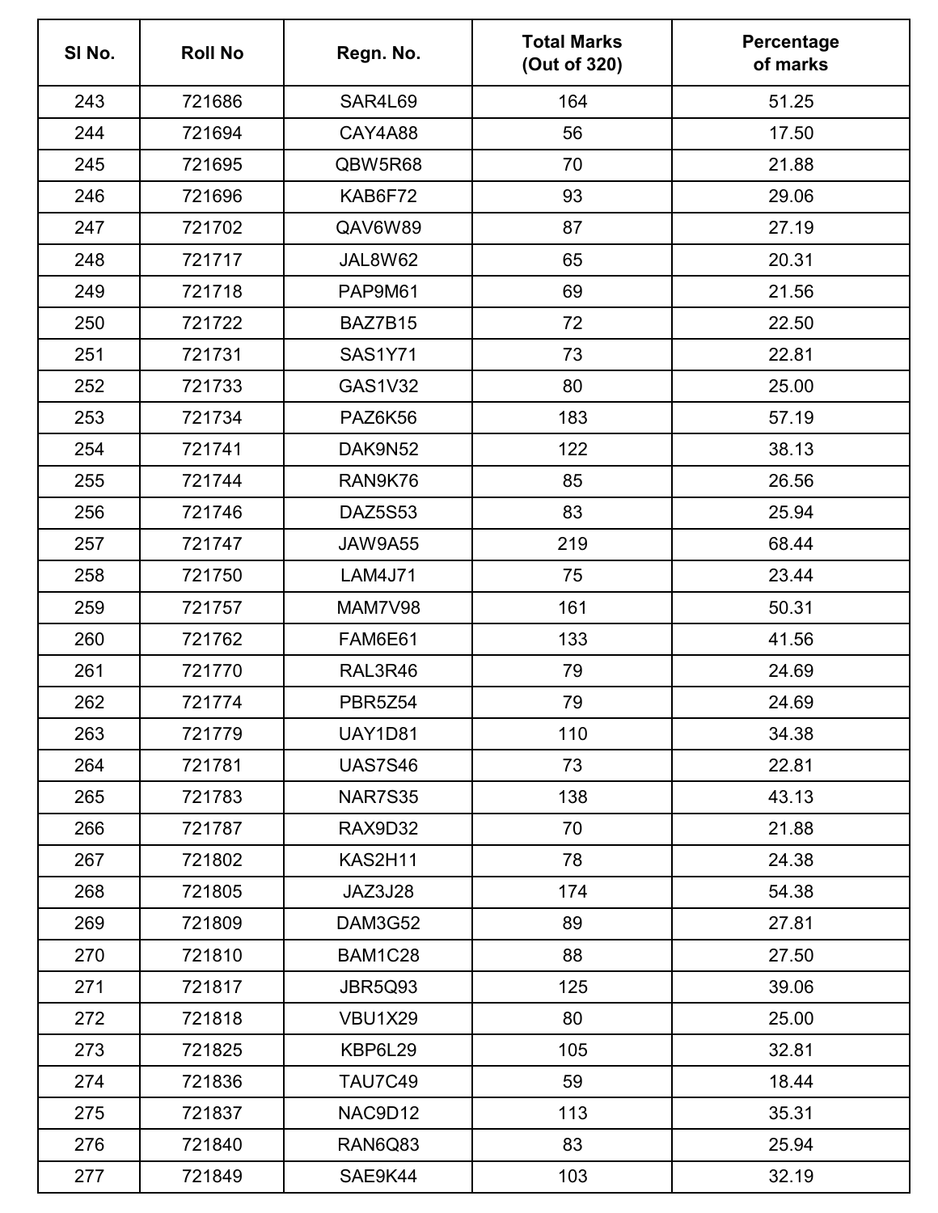| Sl No. | Roll No | Regn. No. | Total Marks (Out of 320) | Percentage of marks |
|---|---|---|---|---|
| 243 | 721686 | SAR4L69 | 164 | 51.25 |
| 244 | 721694 | CAY4A88 | 56 | 17.50 |
| 245 | 721695 | QBW5R68 | 70 | 21.88 |
| 246 | 721696 | KAB6F72 | 93 | 29.06 |
| 247 | 721702 | QAV6W89 | 87 | 27.19 |
| 248 | 721717 | JAL8W62 | 65 | 20.31 |
| 249 | 721718 | PAP9M61 | 69 | 21.56 |
| 250 | 721722 | BAZ7B15 | 72 | 22.50 |
| 251 | 721731 | SAS1Y71 | 73 | 22.81 |
| 252 | 721733 | GAS1V32 | 80 | 25.00 |
| 253 | 721734 | PAZ6K56 | 183 | 57.19 |
| 254 | 721741 | DAK9N52 | 122 | 38.13 |
| 255 | 721744 | RAN9K76 | 85 | 26.56 |
| 256 | 721746 | DAZ5S53 | 83 | 25.94 |
| 257 | 721747 | JAW9A55 | 219 | 68.44 |
| 258 | 721750 | LAM4J71 | 75 | 23.44 |
| 259 | 721757 | MAM7V98 | 161 | 50.31 |
| 260 | 721762 | FAM6E61 | 133 | 41.56 |
| 261 | 721770 | RAL3R46 | 79 | 24.69 |
| 262 | 721774 | PBR5Z54 | 79 | 24.69 |
| 263 | 721779 | UAY1D81 | 110 | 34.38 |
| 264 | 721781 | UAS7S46 | 73 | 22.81 |
| 265 | 721783 | NAR7S35 | 138 | 43.13 |
| 266 | 721787 | RAX9D32 | 70 | 21.88 |
| 267 | 721802 | KAS2H11 | 78 | 24.38 |
| 268 | 721805 | JAZ3J28 | 174 | 54.38 |
| 269 | 721809 | DAM3G52 | 89 | 27.81 |
| 270 | 721810 | BAM1C28 | 88 | 27.50 |
| 271 | 721817 | JBR5Q93 | 125 | 39.06 |
| 272 | 721818 | VBU1X29 | 80 | 25.00 |
| 273 | 721825 | KBP6L29 | 105 | 32.81 |
| 274 | 721836 | TAU7C49 | 59 | 18.44 |
| 275 | 721837 | NAC9D12 | 113 | 35.31 |
| 276 | 721840 | RAN6Q83 | 83 | 25.94 |
| 277 | 721849 | SAE9K44 | 103 | 32.19 |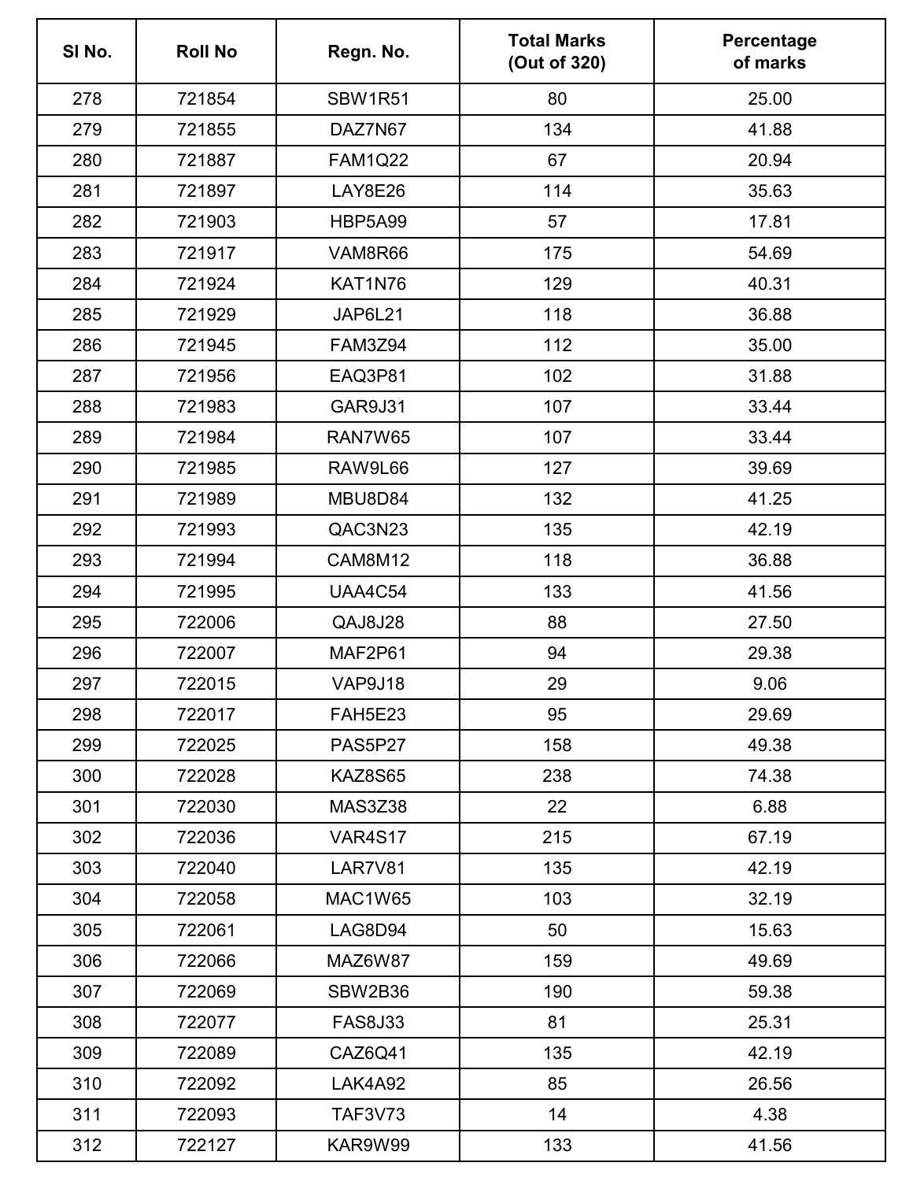| Sl No. | Roll No | Regn. No. | Total Marks (Out of 320) | Percentage of marks |
|---|---|---|---|---|
| 278 | 721854 | SBW1R51 | 80 | 25.00 |
| 279 | 721855 | DAZ7N67 | 134 | 41.88 |
| 280 | 721887 | FAM1Q22 | 67 | 20.94 |
| 281 | 721897 | LAY8E26 | 114 | 35.63 |
| 282 | 721903 | HBP5A99 | 57 | 17.81 |
| 283 | 721917 | VAM8R66 | 175 | 54.69 |
| 284 | 721924 | KAT1N76 | 129 | 40.31 |
| 285 | 721929 | JAP6L21 | 118 | 36.88 |
| 286 | 721945 | FAM3Z94 | 112 | 35.00 |
| 287 | 721956 | EAQ3P81 | 102 | 31.88 |
| 288 | 721983 | GAR9J31 | 107 | 33.44 |
| 289 | 721984 | RAN7W65 | 107 | 33.44 |
| 290 | 721985 | RAW9L66 | 127 | 39.69 |
| 291 | 721989 | MBU8D84 | 132 | 41.25 |
| 292 | 721993 | QAC3N23 | 135 | 42.19 |
| 293 | 721994 | CAM8M12 | 118 | 36.88 |
| 294 | 721995 | UAA4C54 | 133 | 41.56 |
| 295 | 722006 | QAJ8J28 | 88 | 27.50 |
| 296 | 722007 | MAF2P61 | 94 | 29.38 |
| 297 | 722015 | VAP9J18 | 29 | 9.06 |
| 298 | 722017 | FAH5E23 | 95 | 29.69 |
| 299 | 722025 | PAS5P27 | 158 | 49.38 |
| 300 | 722028 | KAZ8S65 | 238 | 74.38 |
| 301 | 722030 | MAS3Z38 | 22 | 6.88 |
| 302 | 722036 | VAR4S17 | 215 | 67.19 |
| 303 | 722040 | LAR7V81 | 135 | 42.19 |
| 304 | 722058 | MAC1W65 | 103 | 32.19 |
| 305 | 722061 | LAG8D94 | 50 | 15.63 |
| 306 | 722066 | MAZ6W87 | 159 | 49.69 |
| 307 | 722069 | SBW2B36 | 190 | 59.38 |
| 308 | 722077 | FAS8J33 | 81 | 25.31 |
| 309 | 722089 | CAZ6Q41 | 135 | 42.19 |
| 310 | 722092 | LAK4A92 | 85 | 26.56 |
| 311 | 722093 | TAF3V73 | 14 | 4.38 |
| 312 | 722127 | KAR9W99 | 133 | 41.56 |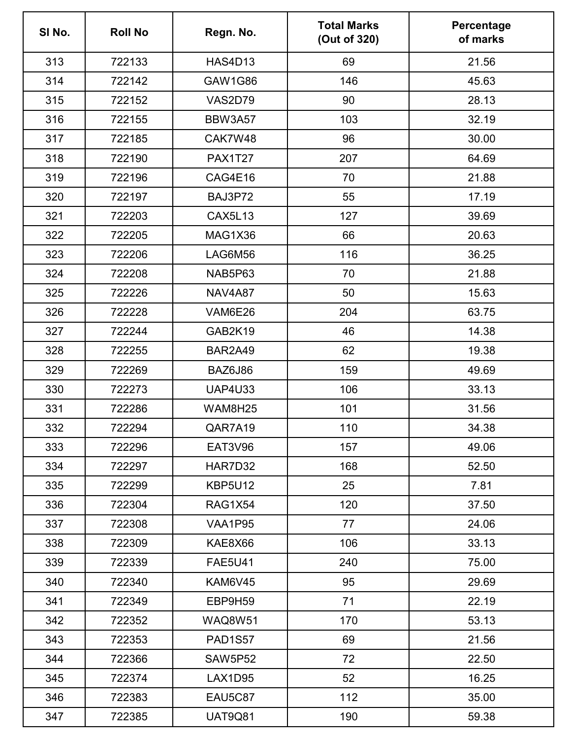| Sl No. | Roll No | Regn. No. | Total Marks (Out of 320) | Percentage of marks |
|---|---|---|---|---|
| 313 | 722133 | HAS4D13 | 69 | 21.56 |
| 314 | 722142 | GAW1G86 | 146 | 45.63 |
| 315 | 722152 | VAS2D79 | 90 | 28.13 |
| 316 | 722155 | BBW3A57 | 103 | 32.19 |
| 317 | 722185 | CAK7W48 | 96 | 30.00 |
| 318 | 722190 | PAX1T27 | 207 | 64.69 |
| 319 | 722196 | CAG4E16 | 70 | 21.88 |
| 320 | 722197 | BAJ3P72 | 55 | 17.19 |
| 321 | 722203 | CAX5L13 | 127 | 39.69 |
| 322 | 722205 | MAG1X36 | 66 | 20.63 |
| 323 | 722206 | LAG6M56 | 116 | 36.25 |
| 324 | 722208 | NAB5P63 | 70 | 21.88 |
| 325 | 722226 | NAV4A87 | 50 | 15.63 |
| 326 | 722228 | VAM6E26 | 204 | 63.75 |
| 327 | 722244 | GAB2K19 | 46 | 14.38 |
| 328 | 722255 | BAR2A49 | 62 | 19.38 |
| 329 | 722269 | BAZ6J86 | 159 | 49.69 |
| 330 | 722273 | UAP4U33 | 106 | 33.13 |
| 331 | 722286 | WAM8H25 | 101 | 31.56 |
| 332 | 722294 | QAR7A19 | 110 | 34.38 |
| 333 | 722296 | EAT3V96 | 157 | 49.06 |
| 334 | 722297 | HAR7D32 | 168 | 52.50 |
| 335 | 722299 | KBP5U12 | 25 | 7.81 |
| 336 | 722304 | RAG1X54 | 120 | 37.50 |
| 337 | 722308 | VAA1P95 | 77 | 24.06 |
| 338 | 722309 | KAE8X66 | 106 | 33.13 |
| 339 | 722339 | FAE5U41 | 240 | 75.00 |
| 340 | 722340 | KAM6V45 | 95 | 29.69 |
| 341 | 722349 | EBP9H59 | 71 | 22.19 |
| 342 | 722352 | WAQ8W51 | 170 | 53.13 |
| 343 | 722353 | PAD1S57 | 69 | 21.56 |
| 344 | 722366 | SAW5P52 | 72 | 22.50 |
| 345 | 722374 | LAX1D95 | 52 | 16.25 |
| 346 | 722383 | EAU5C87 | 112 | 35.00 |
| 347 | 722385 | UAT9Q81 | 190 | 59.38 |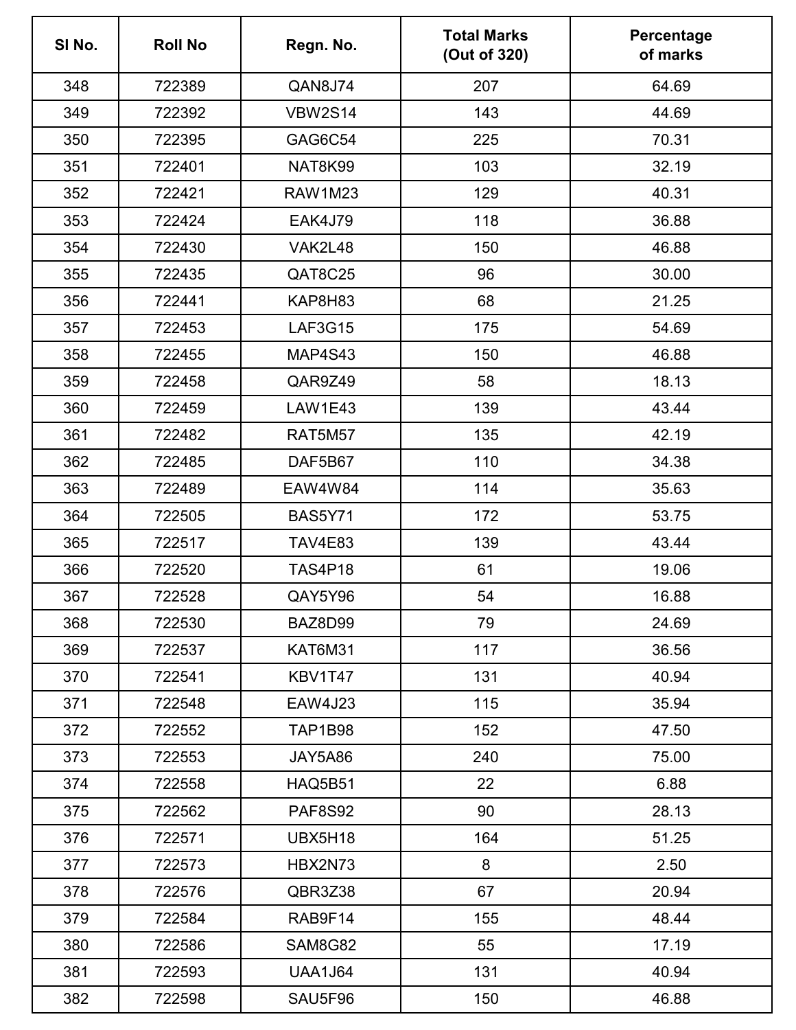| Sl No. | Roll No | Regn. No. | Total Marks (Out of 320) | Percentage of marks |
|---|---|---|---|---|
| 348 | 722389 | QAN8J74 | 207 | 64.69 |
| 349 | 722392 | VBW2S14 | 143 | 44.69 |
| 350 | 722395 | GAG6C54 | 225 | 70.31 |
| 351 | 722401 | NAT8K99 | 103 | 32.19 |
| 352 | 722421 | RAW1M23 | 129 | 40.31 |
| 353 | 722424 | EAK4J79 | 118 | 36.88 |
| 354 | 722430 | VAK2L48 | 150 | 46.88 |
| 355 | 722435 | QAT8C25 | 96 | 30.00 |
| 356 | 722441 | KAP8H83 | 68 | 21.25 |
| 357 | 722453 | LAF3G15 | 175 | 54.69 |
| 358 | 722455 | MAP4S43 | 150 | 46.88 |
| 359 | 722458 | QAR9Z49 | 58 | 18.13 |
| 360 | 722459 | LAW1E43 | 139 | 43.44 |
| 361 | 722482 | RAT5M57 | 135 | 42.19 |
| 362 | 722485 | DAF5B67 | 110 | 34.38 |
| 363 | 722489 | EAW4W84 | 114 | 35.63 |
| 364 | 722505 | BAS5Y71 | 172 | 53.75 |
| 365 | 722517 | TAV4E83 | 139 | 43.44 |
| 366 | 722520 | TAS4P18 | 61 | 19.06 |
| 367 | 722528 | QAY5Y96 | 54 | 16.88 |
| 368 | 722530 | BAZ8D99 | 79 | 24.69 |
| 369 | 722537 | KAT6M31 | 117 | 36.56 |
| 370 | 722541 | KBV1T47 | 131 | 40.94 |
| 371 | 722548 | EAW4J23 | 115 | 35.94 |
| 372 | 722552 | TAP1B98 | 152 | 47.50 |
| 373 | 722553 | JAY5A86 | 240 | 75.00 |
| 374 | 722558 | HAQ5B51 | 22 | 6.88 |
| 375 | 722562 | PAF8S92 | 90 | 28.13 |
| 376 | 722571 | UBX5H18 | 164 | 51.25 |
| 377 | 722573 | HBX2N73 | 8 | 2.50 |
| 378 | 722576 | QBR3Z38 | 67 | 20.94 |
| 379 | 722584 | RAB9F14 | 155 | 48.44 |
| 380 | 722586 | SAM8G82 | 55 | 17.19 |
| 381 | 722593 | UAA1J64 | 131 | 40.94 |
| 382 | 722598 | SAU5F96 | 150 | 46.88 |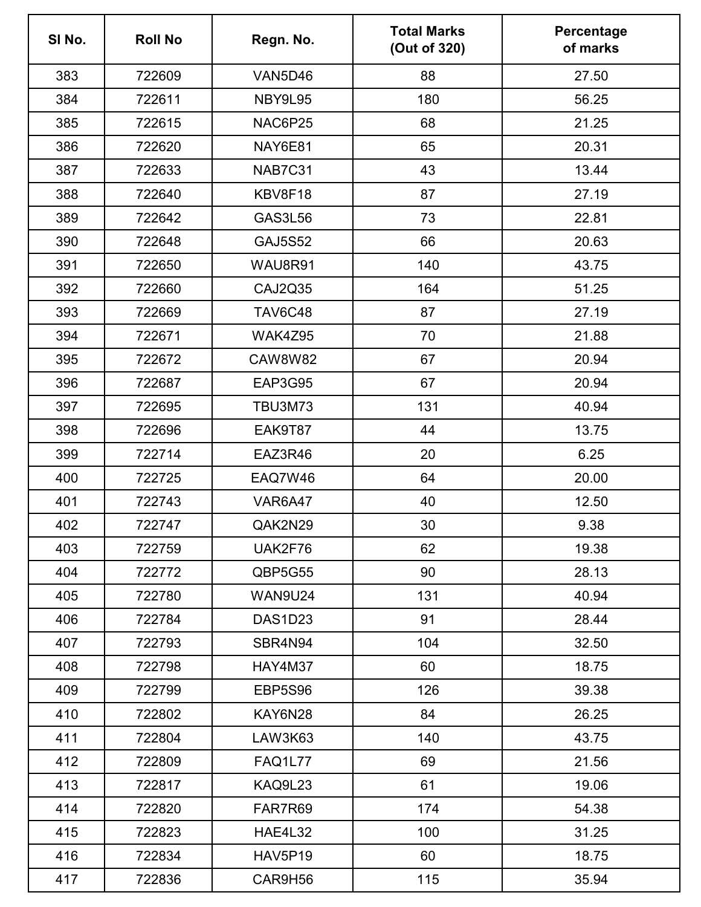| Sl No. | Roll No | Regn. No. | Total Marks (Out of 320) | Percentage of marks |
|---|---|---|---|---|
| 383 | 722609 | VAN5D46 | 88 | 27.50 |
| 384 | 722611 | NBY9L95 | 180 | 56.25 |
| 385 | 722615 | NAC6P25 | 68 | 21.25 |
| 386 | 722620 | NAY6E81 | 65 | 20.31 |
| 387 | 722633 | NAB7C31 | 43 | 13.44 |
| 388 | 722640 | KBV8F18 | 87 | 27.19 |
| 389 | 722642 | GAS3L56 | 73 | 22.81 |
| 390 | 722648 | GAJ5S52 | 66 | 20.63 |
| 391 | 722650 | WAU8R91 | 140 | 43.75 |
| 392 | 722660 | CAJ2Q35 | 164 | 51.25 |
| 393 | 722669 | TAV6C48 | 87 | 27.19 |
| 394 | 722671 | WAK4Z95 | 70 | 21.88 |
| 395 | 722672 | CAW8W82 | 67 | 20.94 |
| 396 | 722687 | EAP3G95 | 67 | 20.94 |
| 397 | 722695 | TBU3M73 | 131 | 40.94 |
| 398 | 722696 | EAK9T87 | 44 | 13.75 |
| 399 | 722714 | EAZ3R46 | 20 | 6.25 |
| 400 | 722725 | EAQ7W46 | 64 | 20.00 |
| 401 | 722743 | VAR6A47 | 40 | 12.50 |
| 402 | 722747 | QAK2N29 | 30 | 9.38 |
| 403 | 722759 | UAK2F76 | 62 | 19.38 |
| 404 | 722772 | QBP5G55 | 90 | 28.13 |
| 405 | 722780 | WAN9U24 | 131 | 40.94 |
| 406 | 722784 | DAS1D23 | 91 | 28.44 |
| 407 | 722793 | SBR4N94 | 104 | 32.50 |
| 408 | 722798 | HAY4M37 | 60 | 18.75 |
| 409 | 722799 | EBP5S96 | 126 | 39.38 |
| 410 | 722802 | KAY6N28 | 84 | 26.25 |
| 411 | 722804 | LAW3K63 | 140 | 43.75 |
| 412 | 722809 | FAQ1L77 | 69 | 21.56 |
| 413 | 722817 | KAQ9L23 | 61 | 19.06 |
| 414 | 722820 | FAR7R69 | 174 | 54.38 |
| 415 | 722823 | HAE4L32 | 100 | 31.25 |
| 416 | 722834 | HAV5P19 | 60 | 18.75 |
| 417 | 722836 | CAR9H56 | 115 | 35.94 |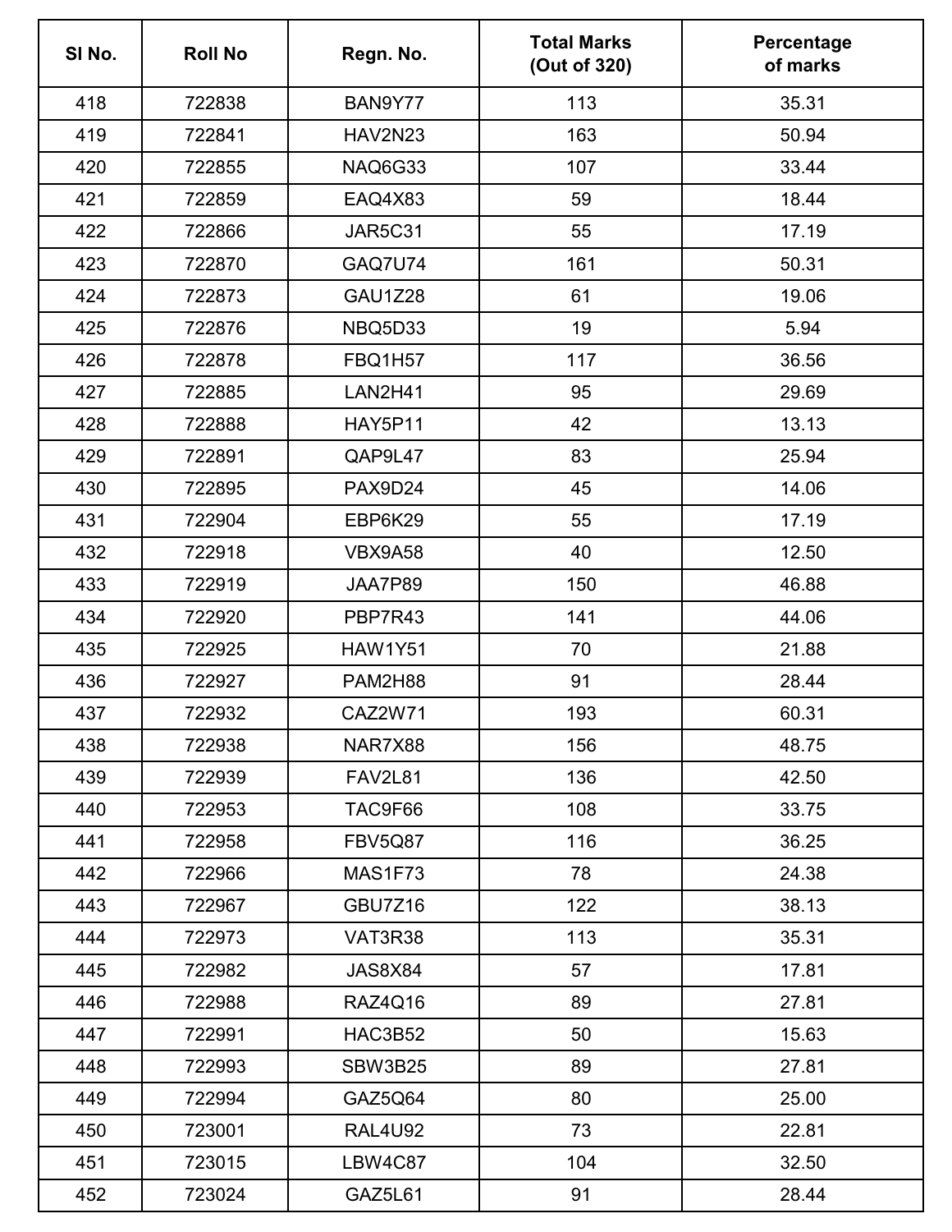| Sl No. | Roll No | Regn. No. | Total Marks (Out of 320) | Percentage of marks |
|---|---|---|---|---|
| 418 | 722838 | BAN9Y77 | 113 | 35.31 |
| 419 | 722841 | HAV2N23 | 163 | 50.94 |
| 420 | 722855 | NAQ6G33 | 107 | 33.44 |
| 421 | 722859 | EAQ4X83 | 59 | 18.44 |
| 422 | 722866 | JAR5C31 | 55 | 17.19 |
| 423 | 722870 | GAQ7U74 | 161 | 50.31 |
| 424 | 722873 | GAU1Z28 | 61 | 19.06 |
| 425 | 722876 | NBQ5D33 | 19 | 5.94 |
| 426 | 722878 | FBQ1H57 | 117 | 36.56 |
| 427 | 722885 | LAN2H41 | 95 | 29.69 |
| 428 | 722888 | HAY5P11 | 42 | 13.13 |
| 429 | 722891 | QAP9L47 | 83 | 25.94 |
| 430 | 722895 | PAX9D24 | 45 | 14.06 |
| 431 | 722904 | EBP6K29 | 55 | 17.19 |
| 432 | 722918 | VBX9A58 | 40 | 12.50 |
| 433 | 722919 | JAA7P89 | 150 | 46.88 |
| 434 | 722920 | PBP7R43 | 141 | 44.06 |
| 435 | 722925 | HAW1Y51 | 70 | 21.88 |
| 436 | 722927 | PAM2H88 | 91 | 28.44 |
| 437 | 722932 | CAZ2W71 | 193 | 60.31 |
| 438 | 722938 | NAR7X88 | 156 | 48.75 |
| 439 | 722939 | FAV2L81 | 136 | 42.50 |
| 440 | 722953 | TAC9F66 | 108 | 33.75 |
| 441 | 722958 | FBV5Q87 | 116 | 36.25 |
| 442 | 722966 | MAS1F73 | 78 | 24.38 |
| 443 | 722967 | GBU7Z16 | 122 | 38.13 |
| 444 | 722973 | VAT3R38 | 113 | 35.31 |
| 445 | 722982 | JAS8X84 | 57 | 17.81 |
| 446 | 722988 | RAZ4Q16 | 89 | 27.81 |
| 447 | 722991 | HAC3B52 | 50 | 15.63 |
| 448 | 722993 | SBW3B25 | 89 | 27.81 |
| 449 | 722994 | GAZ5Q64 | 80 | 25.00 |
| 450 | 723001 | RAL4U92 | 73 | 22.81 |
| 451 | 723015 | LBW4C87 | 104 | 32.50 |
| 452 | 723024 | GAZ5L61 | 91 | 28.44 |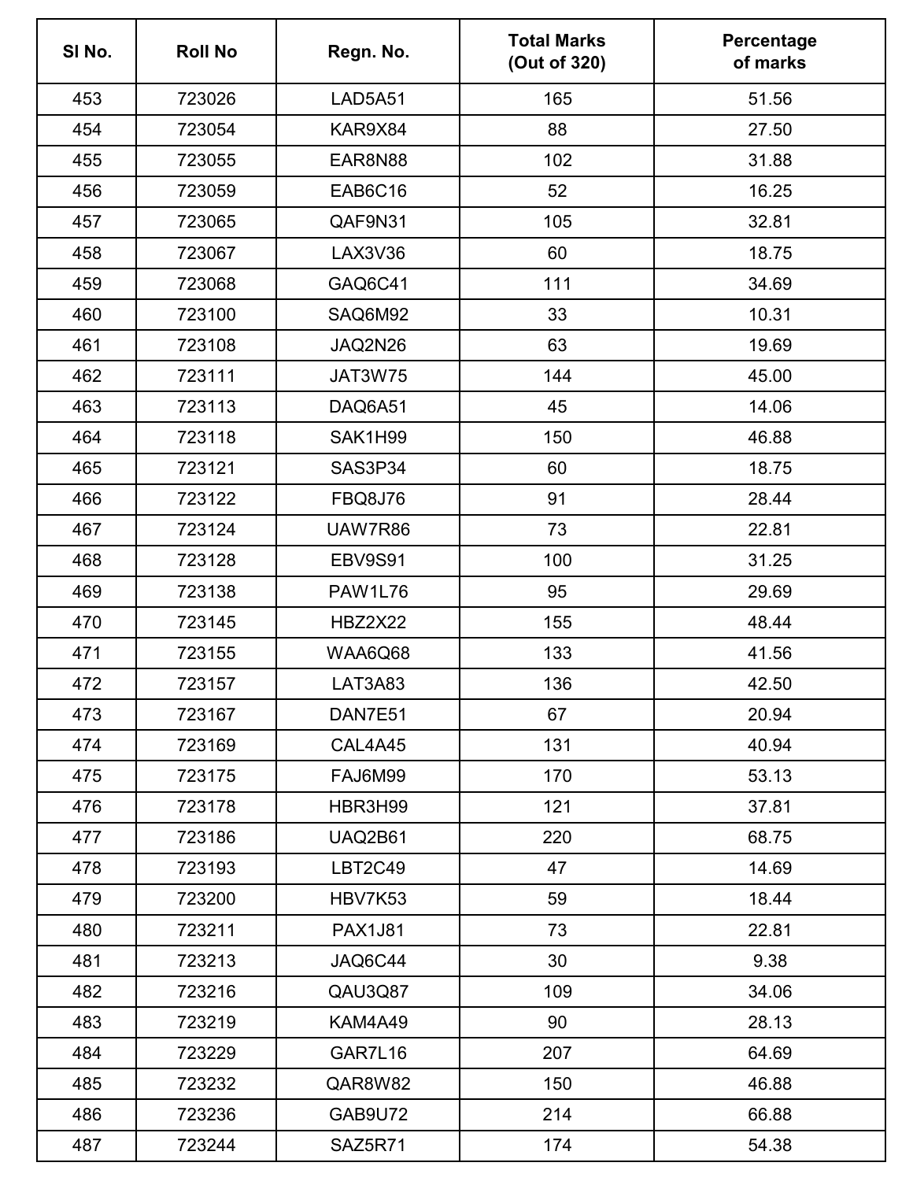| Sl No. | Roll No | Regn. No. | Total Marks (Out of 320) | Percentage of marks |
|---|---|---|---|---|
| 453 | 723026 | LAD5A51 | 165 | 51.56 |
| 454 | 723054 | KAR9X84 | 88 | 27.50 |
| 455 | 723055 | EAR8N88 | 102 | 31.88 |
| 456 | 723059 | EAB6C16 | 52 | 16.25 |
| 457 | 723065 | QAF9N31 | 105 | 32.81 |
| 458 | 723067 | LAX3V36 | 60 | 18.75 |
| 459 | 723068 | GAQ6C41 | 111 | 34.69 |
| 460 | 723100 | SAQ6M92 | 33 | 10.31 |
| 461 | 723108 | JAQ2N26 | 63 | 19.69 |
| 462 | 723111 | JAT3W75 | 144 | 45.00 |
| 463 | 723113 | DAQ6A51 | 45 | 14.06 |
| 464 | 723118 | SAK1H99 | 150 | 46.88 |
| 465 | 723121 | SAS3P34 | 60 | 18.75 |
| 466 | 723122 | FBQ8J76 | 91 | 28.44 |
| 467 | 723124 | UAW7R86 | 73 | 22.81 |
| 468 | 723128 | EBV9S91 | 100 | 31.25 |
| 469 | 723138 | PAW1L76 | 95 | 29.69 |
| 470 | 723145 | HBZ2X22 | 155 | 48.44 |
| 471 | 723155 | WAA6Q68 | 133 | 41.56 |
| 472 | 723157 | LAT3A83 | 136 | 42.50 |
| 473 | 723167 | DAN7E51 | 67 | 20.94 |
| 474 | 723169 | CAL4A45 | 131 | 40.94 |
| 475 | 723175 | FAJ6M99 | 170 | 53.13 |
| 476 | 723178 | HBR3H99 | 121 | 37.81 |
| 477 | 723186 | UAQ2B61 | 220 | 68.75 |
| 478 | 723193 | LBT2C49 | 47 | 14.69 |
| 479 | 723200 | HBV7K53 | 59 | 18.44 |
| 480 | 723211 | PAX1J81 | 73 | 22.81 |
| 481 | 723213 | JAQ6C44 | 30 | 9.38 |
| 482 | 723216 | QAU3Q87 | 109 | 34.06 |
| 483 | 723219 | KAM4A49 | 90 | 28.13 |
| 484 | 723229 | GAR7L16 | 207 | 64.69 |
| 485 | 723232 | QAR8W82 | 150 | 46.88 |
| 486 | 723236 | GAB9U72 | 214 | 66.88 |
| 487 | 723244 | SAZ5R71 | 174 | 54.38 |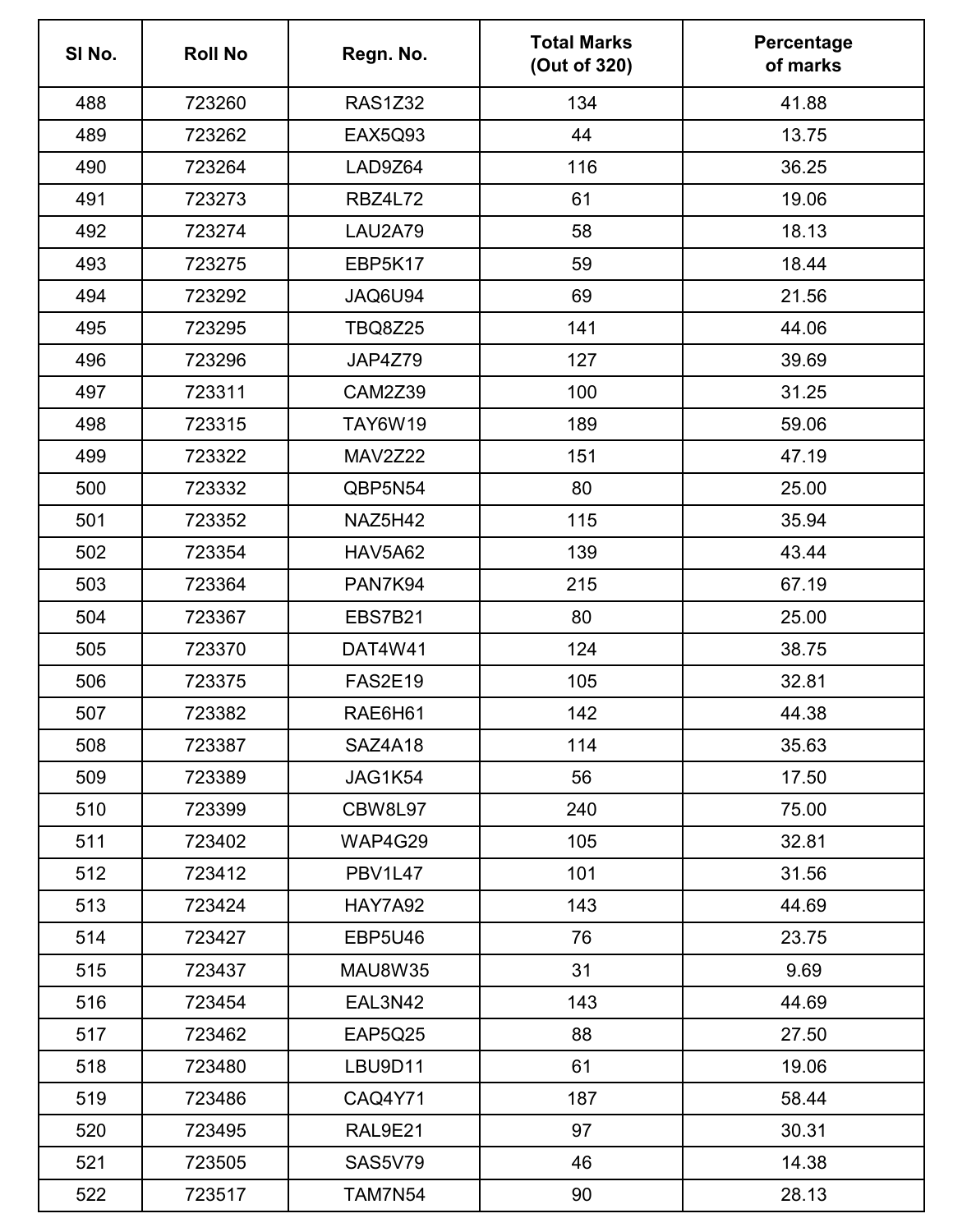| Sl No. | Roll No | Regn. No. | Total Marks (Out of 320) | Percentage of marks |
|---|---|---|---|---|
| 488 | 723260 | RAS1Z32 | 134 | 41.88 |
| 489 | 723262 | EAX5Q93 | 44 | 13.75 |
| 490 | 723264 | LAD9Z64 | 116 | 36.25 |
| 491 | 723273 | RBZ4L72 | 61 | 19.06 |
| 492 | 723274 | LAU2A79 | 58 | 18.13 |
| 493 | 723275 | EBP5K17 | 59 | 18.44 |
| 494 | 723292 | JAQ6U94 | 69 | 21.56 |
| 495 | 723295 | TBQ8Z25 | 141 | 44.06 |
| 496 | 723296 | JAP4Z79 | 127 | 39.69 |
| 497 | 723311 | CAM2Z39 | 100 | 31.25 |
| 498 | 723315 | TAY6W19 | 189 | 59.06 |
| 499 | 723322 | MAV2Z22 | 151 | 47.19 |
| 500 | 723332 | QBP5N54 | 80 | 25.00 |
| 501 | 723352 | NAZ5H42 | 115 | 35.94 |
| 502 | 723354 | HAV5A62 | 139 | 43.44 |
| 503 | 723364 | PAN7K94 | 215 | 67.19 |
| 504 | 723367 | EBS7B21 | 80 | 25.00 |
| 505 | 723370 | DAT4W41 | 124 | 38.75 |
| 506 | 723375 | FAS2E19 | 105 | 32.81 |
| 507 | 723382 | RAE6H61 | 142 | 44.38 |
| 508 | 723387 | SAZ4A18 | 114 | 35.63 |
| 509 | 723389 | JAG1K54 | 56 | 17.50 |
| 510 | 723399 | CBW8L97 | 240 | 75.00 |
| 511 | 723402 | WAP4G29 | 105 | 32.81 |
| 512 | 723412 | PBV1L47 | 101 | 31.56 |
| 513 | 723424 | HAY7A92 | 143 | 44.69 |
| 514 | 723427 | EBP5U46 | 76 | 23.75 |
| 515 | 723437 | MAU8W35 | 31 | 9.69 |
| 516 | 723454 | EAL3N42 | 143 | 44.69 |
| 517 | 723462 | EAP5Q25 | 88 | 27.50 |
| 518 | 723480 | LBU9D11 | 61 | 19.06 |
| 519 | 723486 | CAQ4Y71 | 187 | 58.44 |
| 520 | 723495 | RAL9E21 | 97 | 30.31 |
| 521 | 723505 | SAS5V79 | 46 | 14.38 |
| 522 | 723517 | TAM7N54 | 90 | 28.13 |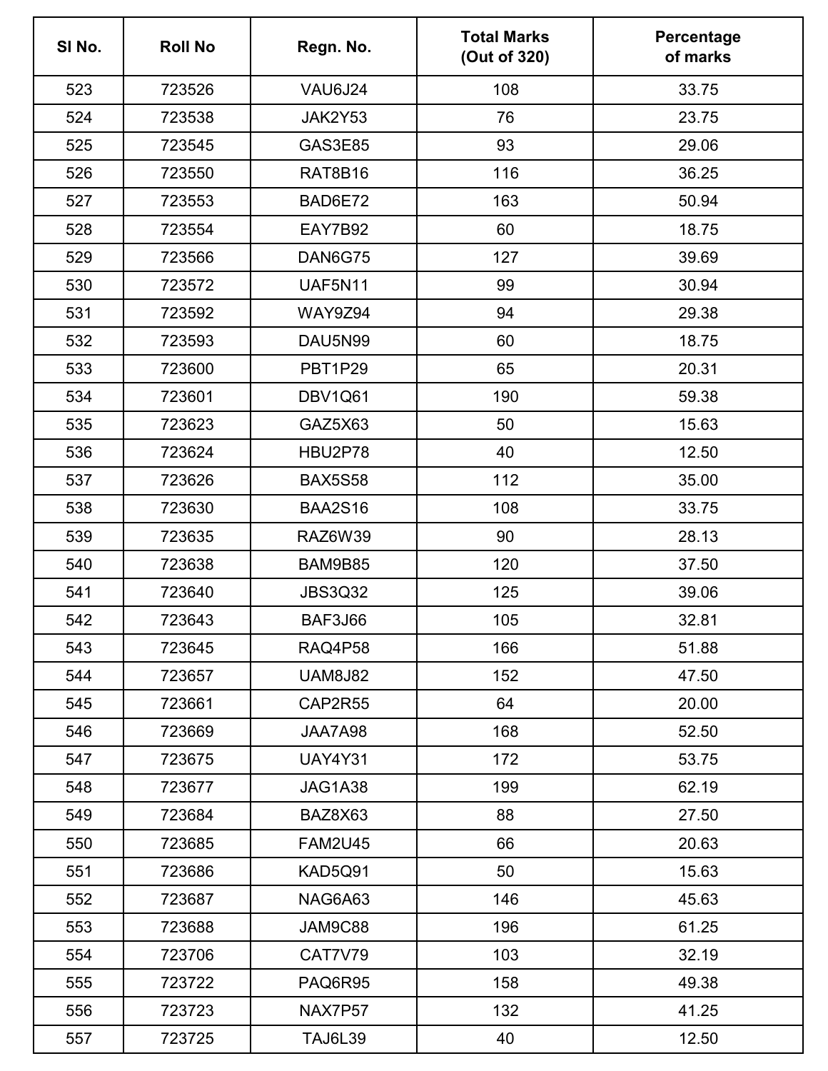| Sl No. | Roll No | Regn. No. | Total Marks (Out of 320) | Percentage of marks |
|---|---|---|---|---|
| 523 | 723526 | VAU6J24 | 108 | 33.75 |
| 524 | 723538 | JAK2Y53 | 76 | 23.75 |
| 525 | 723545 | GAS3E85 | 93 | 29.06 |
| 526 | 723550 | RAT8B16 | 116 | 36.25 |
| 527 | 723553 | BAD6E72 | 163 | 50.94 |
| 528 | 723554 | EAY7B92 | 60 | 18.75 |
| 529 | 723566 | DAN6G75 | 127 | 39.69 |
| 530 | 723572 | UAF5N11 | 99 | 30.94 |
| 531 | 723592 | WAY9Z94 | 94 | 29.38 |
| 532 | 723593 | DAU5N99 | 60 | 18.75 |
| 533 | 723600 | PBT1P29 | 65 | 20.31 |
| 534 | 723601 | DBV1Q61 | 190 | 59.38 |
| 535 | 723623 | GAZ5X63 | 50 | 15.63 |
| 536 | 723624 | HBU2P78 | 40 | 12.50 |
| 537 | 723626 | BAX5S58 | 112 | 35.00 |
| 538 | 723630 | BAA2S16 | 108 | 33.75 |
| 539 | 723635 | RAZ6W39 | 90 | 28.13 |
| 540 | 723638 | BAM9B85 | 120 | 37.50 |
| 541 | 723640 | JBS3Q32 | 125 | 39.06 |
| 542 | 723643 | BAF3J66 | 105 | 32.81 |
| 543 | 723645 | RAQ4P58 | 166 | 51.88 |
| 544 | 723657 | UAM8J82 | 152 | 47.50 |
| 545 | 723661 | CAP2R55 | 64 | 20.00 |
| 546 | 723669 | JAA7A98 | 168 | 52.50 |
| 547 | 723675 | UAY4Y31 | 172 | 53.75 |
| 548 | 723677 | JAG1A38 | 199 | 62.19 |
| 549 | 723684 | BAZ8X63 | 88 | 27.50 |
| 550 | 723685 | FAM2U45 | 66 | 20.63 |
| 551 | 723686 | KAD5Q91 | 50 | 15.63 |
| 552 | 723687 | NAG6A63 | 146 | 45.63 |
| 553 | 723688 | JAM9C88 | 196 | 61.25 |
| 554 | 723706 | CAT7V79 | 103 | 32.19 |
| 555 | 723722 | PAQ6R95 | 158 | 49.38 |
| 556 | 723723 | NAX7P57 | 132 | 41.25 |
| 557 | 723725 | TAJ6L39 | 40 | 12.50 |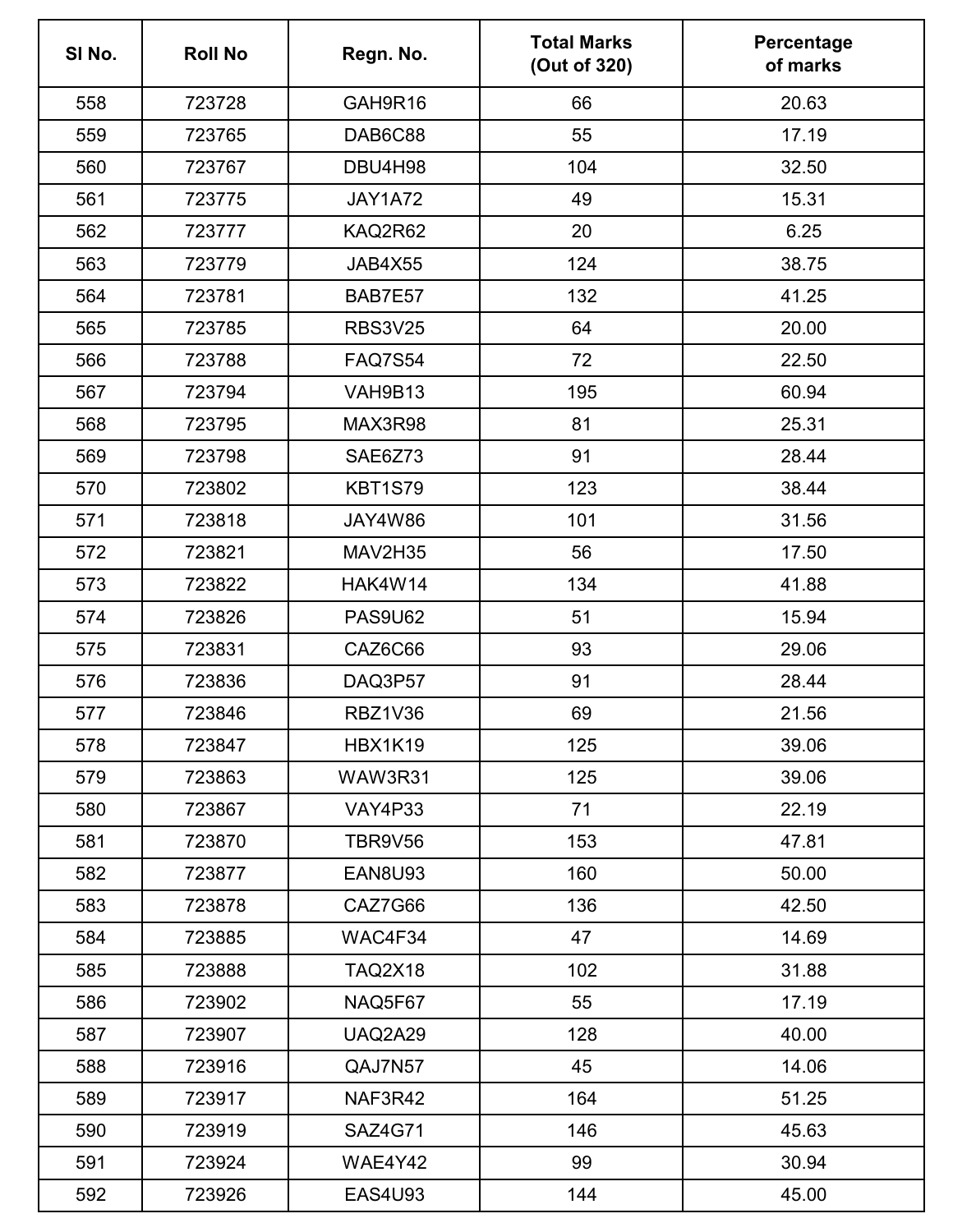| Sl No. | Roll No | Regn. No. | Total Marks (Out of 320) | Percentage of marks |
|---|---|---|---|---|
| 558 | 723728 | GAH9R16 | 66 | 20.63 |
| 559 | 723765 | DAB6C88 | 55 | 17.19 |
| 560 | 723767 | DBU4H98 | 104 | 32.50 |
| 561 | 723775 | JAY1A72 | 49 | 15.31 |
| 562 | 723777 | KAQ2R62 | 20 | 6.25 |
| 563 | 723779 | JAB4X55 | 124 | 38.75 |
| 564 | 723781 | BAB7E57 | 132 | 41.25 |
| 565 | 723785 | RBS3V25 | 64 | 20.00 |
| 566 | 723788 | FAQ7S54 | 72 | 22.50 |
| 567 | 723794 | VAH9B13 | 195 | 60.94 |
| 568 | 723795 | MAX3R98 | 81 | 25.31 |
| 569 | 723798 | SAE6Z73 | 91 | 28.44 |
| 570 | 723802 | KBT1S79 | 123 | 38.44 |
| 571 | 723818 | JAY4W86 | 101 | 31.56 |
| 572 | 723821 | MAV2H35 | 56 | 17.50 |
| 573 | 723822 | HAK4W14 | 134 | 41.88 |
| 574 | 723826 | PAS9U62 | 51 | 15.94 |
| 575 | 723831 | CAZ6C66 | 93 | 29.06 |
| 576 | 723836 | DAQ3P57 | 91 | 28.44 |
| 577 | 723846 | RBZ1V36 | 69 | 21.56 |
| 578 | 723847 | HBX1K19 | 125 | 39.06 |
| 579 | 723863 | WAW3R31 | 125 | 39.06 |
| 580 | 723867 | VAY4P33 | 71 | 22.19 |
| 581 | 723870 | TBR9V56 | 153 | 47.81 |
| 582 | 723877 | EAN8U93 | 160 | 50.00 |
| 583 | 723878 | CAZ7G66 | 136 | 42.50 |
| 584 | 723885 | WAC4F34 | 47 | 14.69 |
| 585 | 723888 | TAQ2X18 | 102 | 31.88 |
| 586 | 723902 | NAQ5F67 | 55 | 17.19 |
| 587 | 723907 | UAQ2A29 | 128 | 40.00 |
| 588 | 723916 | QAJ7N57 | 45 | 14.06 |
| 589 | 723917 | NAF3R42 | 164 | 51.25 |
| 590 | 723919 | SAZ4G71 | 146 | 45.63 |
| 591 | 723924 | WAE4Y42 | 99 | 30.94 |
| 592 | 723926 | EAS4U93 | 144 | 45.00 |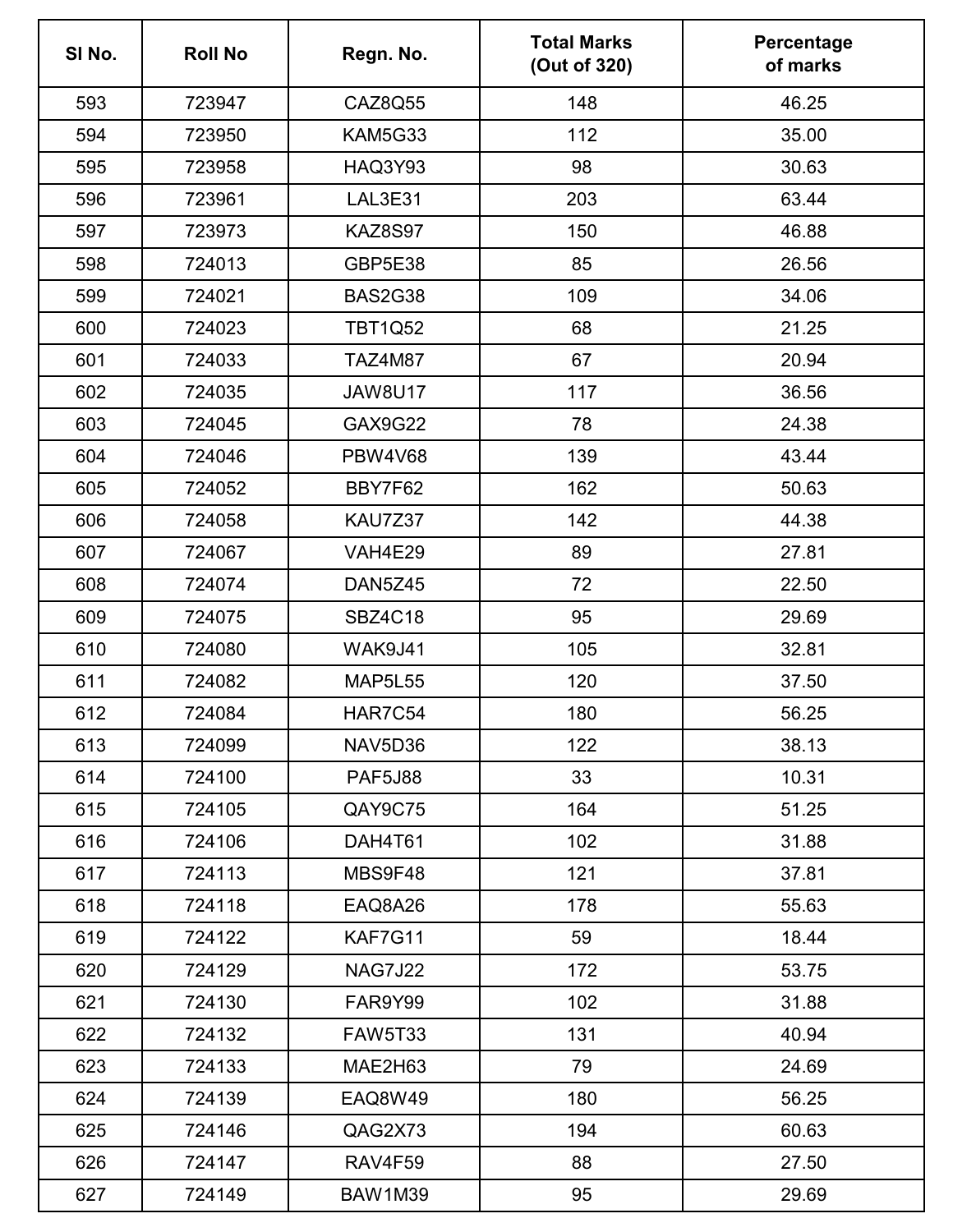| Sl No. | Roll No | Regn. No. | Total Marks (Out of 320) | Percentage of marks |
|---|---|---|---|---|
| 593 | 723947 | CAZ8Q55 | 148 | 46.25 |
| 594 | 723950 | KAM5G33 | 112 | 35.00 |
| 595 | 723958 | HAQ3Y93 | 98 | 30.63 |
| 596 | 723961 | LAL3E31 | 203 | 63.44 |
| 597 | 723973 | KAZ8S97 | 150 | 46.88 |
| 598 | 724013 | GBP5E38 | 85 | 26.56 |
| 599 | 724021 | BAS2G38 | 109 | 34.06 |
| 600 | 724023 | TBT1Q52 | 68 | 21.25 |
| 601 | 724033 | TAZ4M87 | 67 | 20.94 |
| 602 | 724035 | JAW8U17 | 117 | 36.56 |
| 603 | 724045 | GAX9G22 | 78 | 24.38 |
| 604 | 724046 | PBW4V68 | 139 | 43.44 |
| 605 | 724052 | BBY7F62 | 162 | 50.63 |
| 606 | 724058 | KAU7Z37 | 142 | 44.38 |
| 607 | 724067 | VAH4E29 | 89 | 27.81 |
| 608 | 724074 | DAN5Z45 | 72 | 22.50 |
| 609 | 724075 | SBZ4C18 | 95 | 29.69 |
| 610 | 724080 | WAK9J41 | 105 | 32.81 |
| 611 | 724082 | MAP5L55 | 120 | 37.50 |
| 612 | 724084 | HAR7C54 | 180 | 56.25 |
| 613 | 724099 | NAV5D36 | 122 | 38.13 |
| 614 | 724100 | PAF5J88 | 33 | 10.31 |
| 615 | 724105 | QAY9C75 | 164 | 51.25 |
| 616 | 724106 | DAH4T61 | 102 | 31.88 |
| 617 | 724113 | MBS9F48 | 121 | 37.81 |
| 618 | 724118 | EAQ8A26 | 178 | 55.63 |
| 619 | 724122 | KAF7G11 | 59 | 18.44 |
| 620 | 724129 | NAG7J22 | 172 | 53.75 |
| 621 | 724130 | FAR9Y99 | 102 | 31.88 |
| 622 | 724132 | FAW5T33 | 131 | 40.94 |
| 623 | 724133 | MAE2H63 | 79 | 24.69 |
| 624 | 724139 | EAQ8W49 | 180 | 56.25 |
| 625 | 724146 | QAG2X73 | 194 | 60.63 |
| 626 | 724147 | RAV4F59 | 88 | 27.50 |
| 627 | 724149 | BAW1M39 | 95 | 29.69 |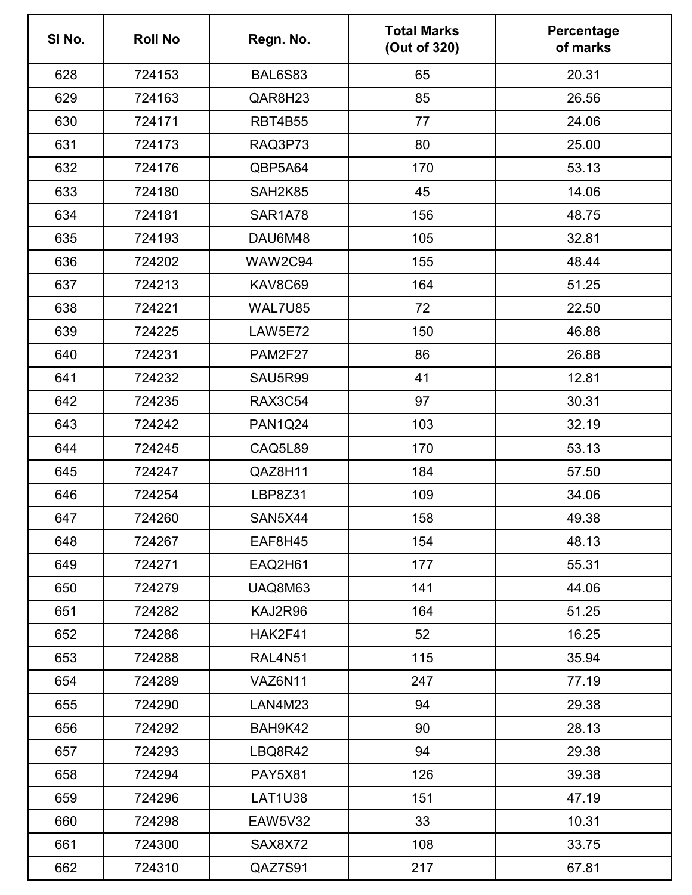| Sl No. | Roll No | Regn. No. | Total Marks (Out of 320) | Percentage of marks |
|---|---|---|---|---|
| 628 | 724153 | BAL6S83 | 65 | 20.31 |
| 629 | 724163 | QAR8H23 | 85 | 26.56 |
| 630 | 724171 | RBT4B55 | 77 | 24.06 |
| 631 | 724173 | RAQ3P73 | 80 | 25.00 |
| 632 | 724176 | QBP5A64 | 170 | 53.13 |
| 633 | 724180 | SAH2K85 | 45 | 14.06 |
| 634 | 724181 | SAR1A78 | 156 | 48.75 |
| 635 | 724193 | DAU6M48 | 105 | 32.81 |
| 636 | 724202 | WAW2C94 | 155 | 48.44 |
| 637 | 724213 | KAV8C69 | 164 | 51.25 |
| 638 | 724221 | WAL7U85 | 72 | 22.50 |
| 639 | 724225 | LAW5E72 | 150 | 46.88 |
| 640 | 724231 | PAM2F27 | 86 | 26.88 |
| 641 | 724232 | SAU5R99 | 41 | 12.81 |
| 642 | 724235 | RAX3C54 | 97 | 30.31 |
| 643 | 724242 | PAN1Q24 | 103 | 32.19 |
| 644 | 724245 | CAQ5L89 | 170 | 53.13 |
| 645 | 724247 | QAZ8H11 | 184 | 57.50 |
| 646 | 724254 | LBP8Z31 | 109 | 34.06 |
| 647 | 724260 | SAN5X44 | 158 | 49.38 |
| 648 | 724267 | EAF8H45 | 154 | 48.13 |
| 649 | 724271 | EAQ2H61 | 177 | 55.31 |
| 650 | 724279 | UAQ8M63 | 141 | 44.06 |
| 651 | 724282 | KAJ2R96 | 164 | 51.25 |
| 652 | 724286 | HAK2F41 | 52 | 16.25 |
| 653 | 724288 | RAL4N51 | 115 | 35.94 |
| 654 | 724289 | VAZ6N11 | 247 | 77.19 |
| 655 | 724290 | LAN4M23 | 94 | 29.38 |
| 656 | 724292 | BAH9K42 | 90 | 28.13 |
| 657 | 724293 | LBQ8R42 | 94 | 29.38 |
| 658 | 724294 | PAY5X81 | 126 | 39.38 |
| 659 | 724296 | LAT1U38 | 151 | 47.19 |
| 660 | 724298 | EAW5V32 | 33 | 10.31 |
| 661 | 724300 | SAX8X72 | 108 | 33.75 |
| 662 | 724310 | QAZ7S91 | 217 | 67.81 |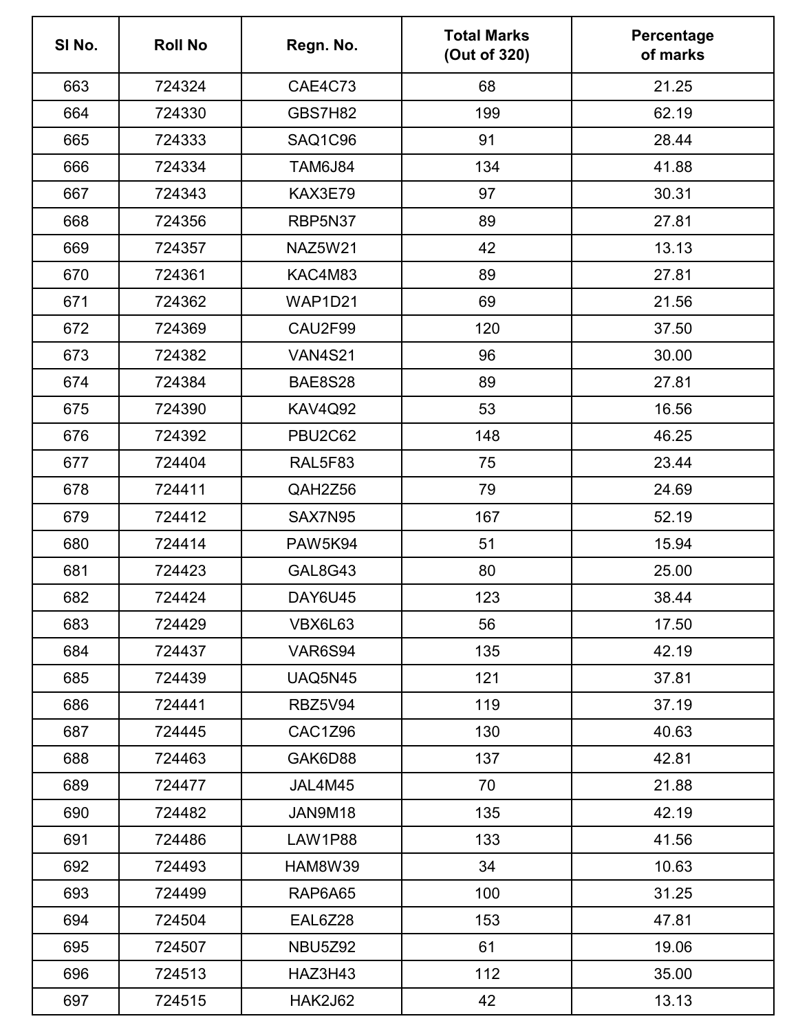| Sl No. | Roll No | Regn. No. | Total Marks (Out of 320) | Percentage of marks |
|---|---|---|---|---|
| 663 | 724324 | CAE4C73 | 68 | 21.25 |
| 664 | 724330 | GBS7H82 | 199 | 62.19 |
| 665 | 724333 | SAQ1C96 | 91 | 28.44 |
| 666 | 724334 | TAM6J84 | 134 | 41.88 |
| 667 | 724343 | KAX3E79 | 97 | 30.31 |
| 668 | 724356 | RBP5N37 | 89 | 27.81 |
| 669 | 724357 | NAZ5W21 | 42 | 13.13 |
| 670 | 724361 | KAC4M83 | 89 | 27.81 |
| 671 | 724362 | WAP1D21 | 69 | 21.56 |
| 672 | 724369 | CAU2F99 | 120 | 37.50 |
| 673 | 724382 | VAN4S21 | 96 | 30.00 |
| 674 | 724384 | BAE8S28 | 89 | 27.81 |
| 675 | 724390 | KAV4Q92 | 53 | 16.56 |
| 676 | 724392 | PBU2C62 | 148 | 46.25 |
| 677 | 724404 | RAL5F83 | 75 | 23.44 |
| 678 | 724411 | QAH2Z56 | 79 | 24.69 |
| 679 | 724412 | SAX7N95 | 167 | 52.19 |
| 680 | 724414 | PAW5K94 | 51 | 15.94 |
| 681 | 724423 | GAL8G43 | 80 | 25.00 |
| 682 | 724424 | DAY6U45 | 123 | 38.44 |
| 683 | 724429 | VBX6L63 | 56 | 17.50 |
| 684 | 724437 | VAR6S94 | 135 | 42.19 |
| 685 | 724439 | UAQ5N45 | 121 | 37.81 |
| 686 | 724441 | RBZ5V94 | 119 | 37.19 |
| 687 | 724445 | CAC1Z96 | 130 | 40.63 |
| 688 | 724463 | GAK6D88 | 137 | 42.81 |
| 689 | 724477 | JAL4M45 | 70 | 21.88 |
| 690 | 724482 | JAN9M18 | 135 | 42.19 |
| 691 | 724486 | LAW1P88 | 133 | 41.56 |
| 692 | 724493 | HAM8W39 | 34 | 10.63 |
| 693 | 724499 | RAP6A65 | 100 | 31.25 |
| 694 | 724504 | EAL6Z28 | 153 | 47.81 |
| 695 | 724507 | NBU5Z92 | 61 | 19.06 |
| 696 | 724513 | HAZ3H43 | 112 | 35.00 |
| 697 | 724515 | HAK2J62 | 42 | 13.13 |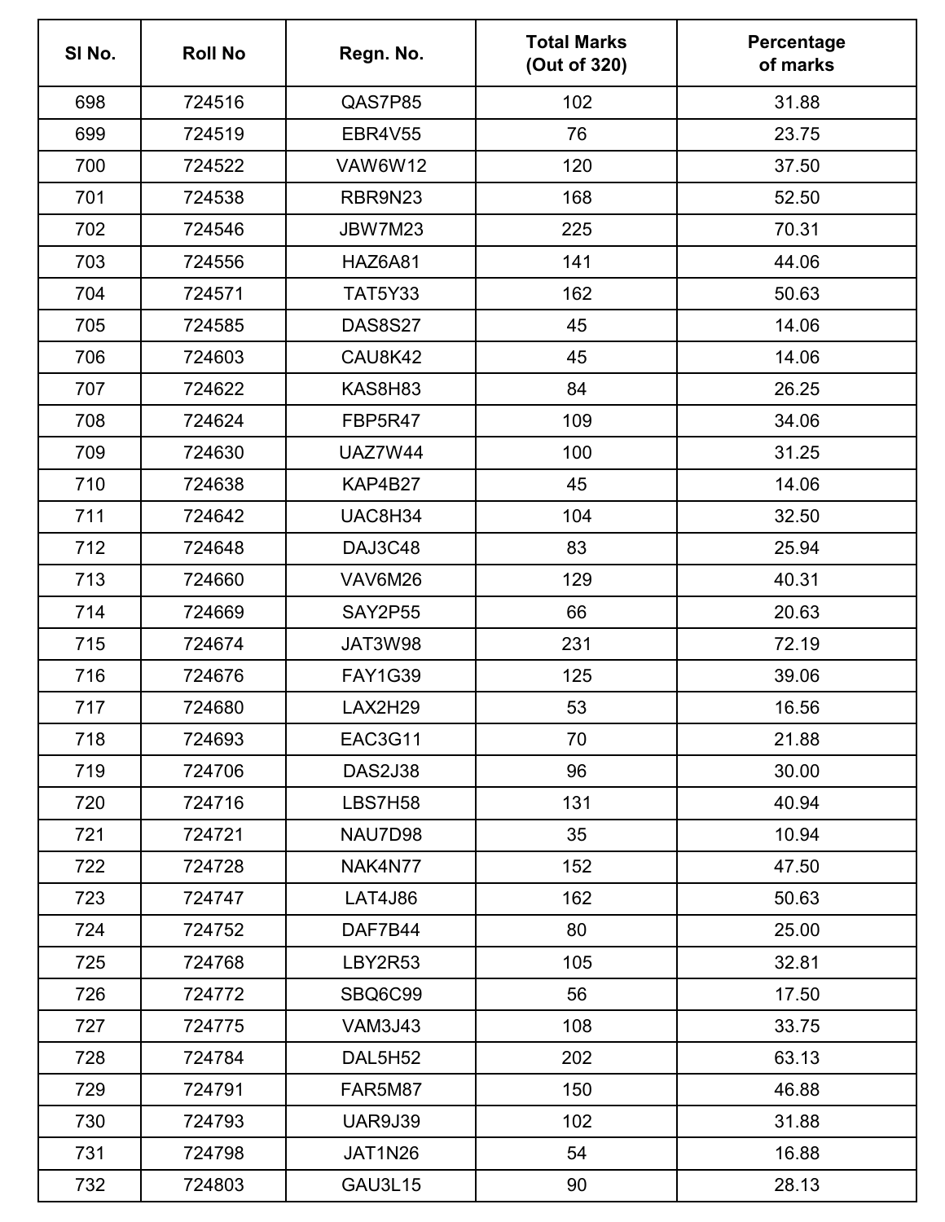| Sl No. | Roll No | Regn. No. | Total Marks (Out of 320) | Percentage of marks |
|---|---|---|---|---|
| 698 | 724516 | QAS7P85 | 102 | 31.88 |
| 699 | 724519 | EBR4V55 | 76 | 23.75 |
| 700 | 724522 | VAW6W12 | 120 | 37.50 |
| 701 | 724538 | RBR9N23 | 168 | 52.50 |
| 702 | 724546 | JBW7M23 | 225 | 70.31 |
| 703 | 724556 | HAZ6A81 | 141 | 44.06 |
| 704 | 724571 | TAT5Y33 | 162 | 50.63 |
| 705 | 724585 | DAS8S27 | 45 | 14.06 |
| 706 | 724603 | CAU8K42 | 45 | 14.06 |
| 707 | 724622 | KAS8H83 | 84 | 26.25 |
| 708 | 724624 | FBP5R47 | 109 | 34.06 |
| 709 | 724630 | UAZ7W44 | 100 | 31.25 |
| 710 | 724638 | KAP4B27 | 45 | 14.06 |
| 711 | 724642 | UAC8H34 | 104 | 32.50 |
| 712 | 724648 | DAJ3C48 | 83 | 25.94 |
| 713 | 724660 | VAV6M26 | 129 | 40.31 |
| 714 | 724669 | SAY2P55 | 66 | 20.63 |
| 715 | 724674 | JAT3W98 | 231 | 72.19 |
| 716 | 724676 | FAY1G39 | 125 | 39.06 |
| 717 | 724680 | LAX2H29 | 53 | 16.56 |
| 718 | 724693 | EAC3G11 | 70 | 21.88 |
| 719 | 724706 | DAS2J38 | 96 | 30.00 |
| 720 | 724716 | LBS7H58 | 131 | 40.94 |
| 721 | 724721 | NAU7D98 | 35 | 10.94 |
| 722 | 724728 | NAK4N77 | 152 | 47.50 |
| 723 | 724747 | LAT4J86 | 162 | 50.63 |
| 724 | 724752 | DAF7B44 | 80 | 25.00 |
| 725 | 724768 | LBY2R53 | 105 | 32.81 |
| 726 | 724772 | SBQ6C99 | 56 | 17.50 |
| 727 | 724775 | VAM3J43 | 108 | 33.75 |
| 728 | 724784 | DAL5H52 | 202 | 63.13 |
| 729 | 724791 | FAR5M87 | 150 | 46.88 |
| 730 | 724793 | UAR9J39 | 102 | 31.88 |
| 731 | 724798 | JAT1N26 | 54 | 16.88 |
| 732 | 724803 | GAU3L15 | 90 | 28.13 |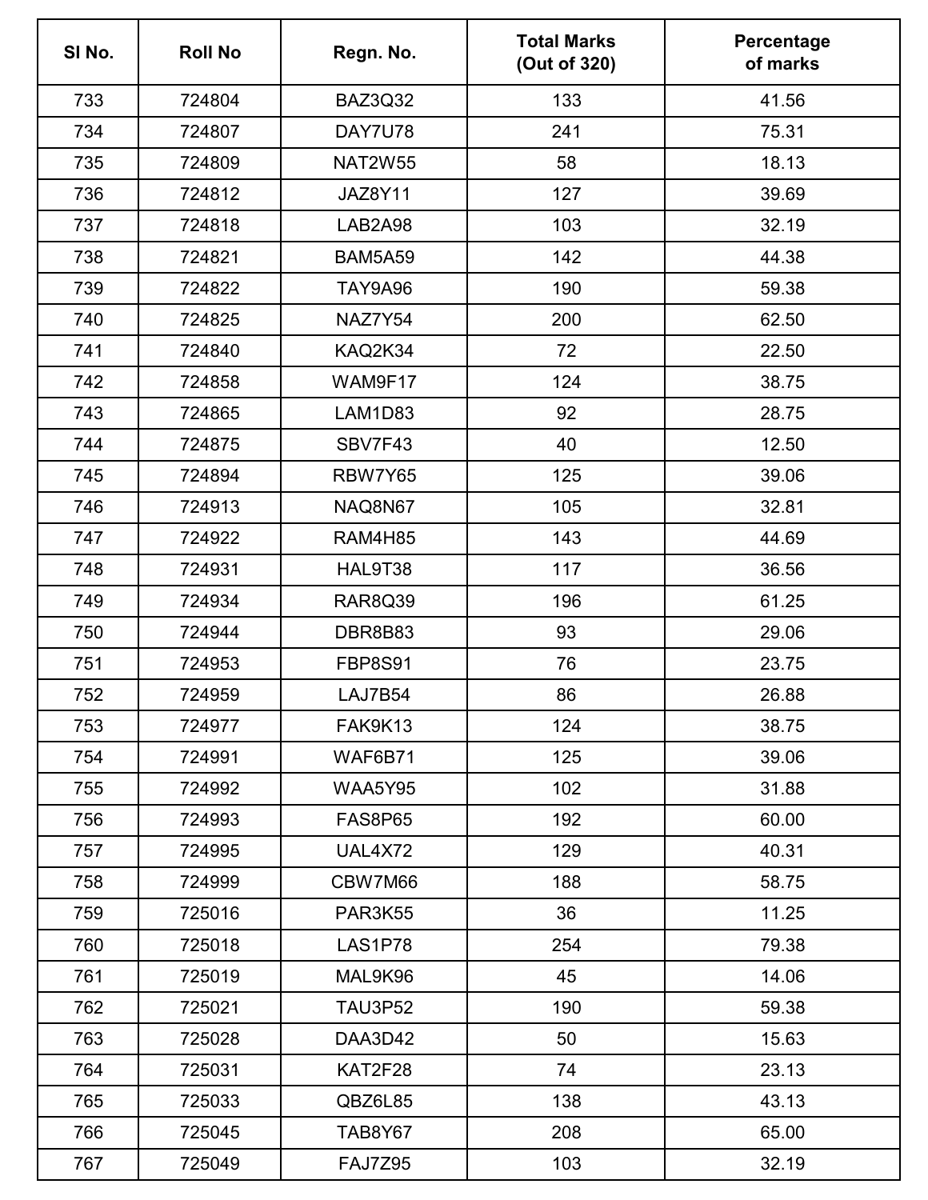| Sl No. | Roll No | Regn. No. | Total Marks (Out of 320) | Percentage of marks |
|---|---|---|---|---|
| 733 | 724804 | BAZ3Q32 | 133 | 41.56 |
| 734 | 724807 | DAY7U78 | 241 | 75.31 |
| 735 | 724809 | NAT2W55 | 58 | 18.13 |
| 736 | 724812 | JAZ8Y11 | 127 | 39.69 |
| 737 | 724818 | LAB2A98 | 103 | 32.19 |
| 738 | 724821 | BAM5A59 | 142 | 44.38 |
| 739 | 724822 | TAY9A96 | 190 | 59.38 |
| 740 | 724825 | NAZ7Y54 | 200 | 62.50 |
| 741 | 724840 | KAQ2K34 | 72 | 22.50 |
| 742 | 724858 | WAM9F17 | 124 | 38.75 |
| 743 | 724865 | LAM1D83 | 92 | 28.75 |
| 744 | 724875 | SBV7F43 | 40 | 12.50 |
| 745 | 724894 | RBW7Y65 | 125 | 39.06 |
| 746 | 724913 | NAQ8N67 | 105 | 32.81 |
| 747 | 724922 | RAM4H85 | 143 | 44.69 |
| 748 | 724931 | HAL9T38 | 117 | 36.56 |
| 749 | 724934 | RAR8Q39 | 196 | 61.25 |
| 750 | 724944 | DBR8B83 | 93 | 29.06 |
| 751 | 724953 | FBP8S91 | 76 | 23.75 |
| 752 | 724959 | LAJ7B54 | 86 | 26.88 |
| 753 | 724977 | FAK9K13 | 124 | 38.75 |
| 754 | 724991 | WAF6B71 | 125 | 39.06 |
| 755 | 724992 | WAA5Y95 | 102 | 31.88 |
| 756 | 724993 | FAS8P65 | 192 | 60.00 |
| 757 | 724995 | UAL4X72 | 129 | 40.31 |
| 758 | 724999 | CBW7M66 | 188 | 58.75 |
| 759 | 725016 | PAR3K55 | 36 | 11.25 |
| 760 | 725018 | LAS1P78 | 254 | 79.38 |
| 761 | 725019 | MAL9K96 | 45 | 14.06 |
| 762 | 725021 | TAU3P52 | 190 | 59.38 |
| 763 | 725028 | DAA3D42 | 50 | 15.63 |
| 764 | 725031 | KAT2F28 | 74 | 23.13 |
| 765 | 725033 | QBZ6L85 | 138 | 43.13 |
| 766 | 725045 | TAB8Y67 | 208 | 65.00 |
| 767 | 725049 | FAJ7Z95 | 103 | 32.19 |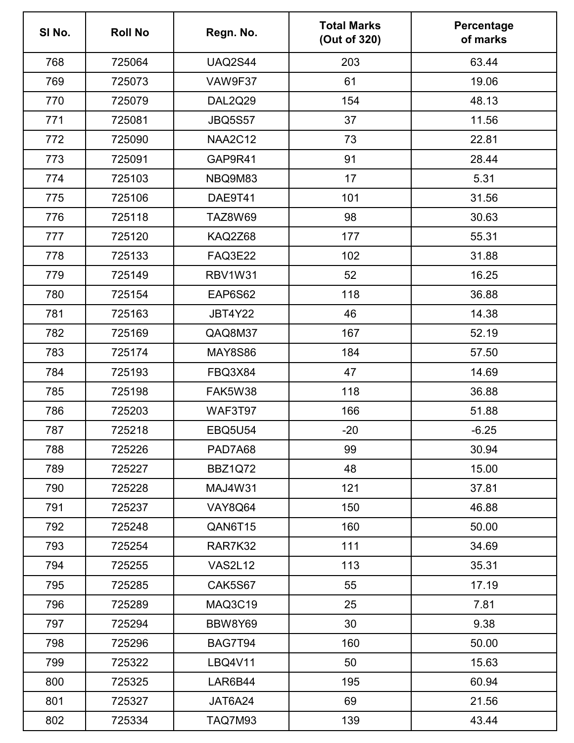| Sl No. | Roll No | Regn. No. | Total Marks (Out of 320) | Percentage of marks |
|---|---|---|---|---|
| 768 | 725064 | UAQ2S44 | 203 | 63.44 |
| 769 | 725073 | VAW9F37 | 61 | 19.06 |
| 770 | 725079 | DAL2Q29 | 154 | 48.13 |
| 771 | 725081 | JBQ5S57 | 37 | 11.56 |
| 772 | 725090 | NAA2C12 | 73 | 22.81 |
| 773 | 725091 | GAP9R41 | 91 | 28.44 |
| 774 | 725103 | NBQ9M83 | 17 | 5.31 |
| 775 | 725106 | DAE9T41 | 101 | 31.56 |
| 776 | 725118 | TAZ8W69 | 98 | 30.63 |
| 777 | 725120 | KAQ2Z68 | 177 | 55.31 |
| 778 | 725133 | FAQ3E22 | 102 | 31.88 |
| 779 | 725149 | RBV1W31 | 52 | 16.25 |
| 780 | 725154 | EAP6S62 | 118 | 36.88 |
| 781 | 725163 | JBT4Y22 | 46 | 14.38 |
| 782 | 725169 | QAQ8M37 | 167 | 52.19 |
| 783 | 725174 | MAY8S86 | 184 | 57.50 |
| 784 | 725193 | FBQ3X84 | 47 | 14.69 |
| 785 | 725198 | FAK5W38 | 118 | 36.88 |
| 786 | 725203 | WAF3T97 | 166 | 51.88 |
| 787 | 725218 | EBQ5U54 | -20 | -6.25 |
| 788 | 725226 | PAD7A68 | 99 | 30.94 |
| 789 | 725227 | BBZ1Q72 | 48 | 15.00 |
| 790 | 725228 | MAJ4W31 | 121 | 37.81 |
| 791 | 725237 | VAY8Q64 | 150 | 46.88 |
| 792 | 725248 | QAN6T15 | 160 | 50.00 |
| 793 | 725254 | RAR7K32 | 111 | 34.69 |
| 794 | 725255 | VAS2L12 | 113 | 35.31 |
| 795 | 725285 | CAK5S67 | 55 | 17.19 |
| 796 | 725289 | MAQ3C19 | 25 | 7.81 |
| 797 | 725294 | BBW8Y69 | 30 | 9.38 |
| 798 | 725296 | BAG7T94 | 160 | 50.00 |
| 799 | 725322 | LBQ4V11 | 50 | 15.63 |
| 800 | 725325 | LAR6B44 | 195 | 60.94 |
| 801 | 725327 | JAT6A24 | 69 | 21.56 |
| 802 | 725334 | TAQ7M93 | 139 | 43.44 |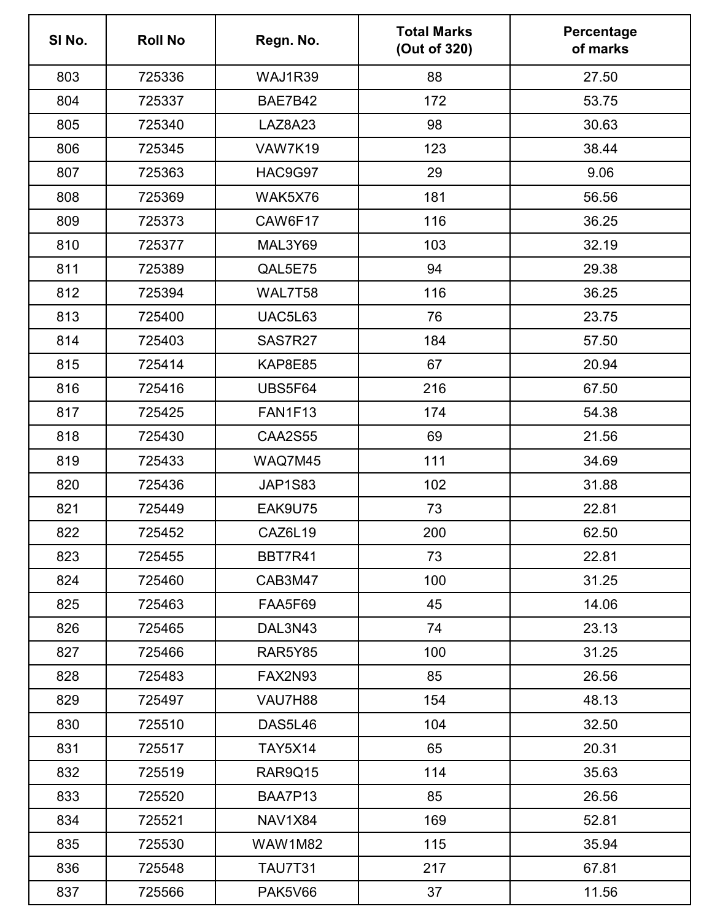| Sl No. | Roll No | Regn. No. | Total Marks (Out of 320) | Percentage of marks |
|---|---|---|---|---|
| 803 | 725336 | WAJ1R39 | 88 | 27.50 |
| 804 | 725337 | BAE7B42 | 172 | 53.75 |
| 805 | 725340 | LAZ8A23 | 98 | 30.63 |
| 806 | 725345 | VAW7K19 | 123 | 38.44 |
| 807 | 725363 | HAC9G97 | 29 | 9.06 |
| 808 | 725369 | WAK5X76 | 181 | 56.56 |
| 809 | 725373 | CAW6F17 | 116 | 36.25 |
| 810 | 725377 | MAL3Y69 | 103 | 32.19 |
| 811 | 725389 | QAL5E75 | 94 | 29.38 |
| 812 | 725394 | WAL7T58 | 116 | 36.25 |
| 813 | 725400 | UAC5L63 | 76 | 23.75 |
| 814 | 725403 | SAS7R27 | 184 | 57.50 |
| 815 | 725414 | KAP8E85 | 67 | 20.94 |
| 816 | 725416 | UBS5F64 | 216 | 67.50 |
| 817 | 725425 | FAN1F13 | 174 | 54.38 |
| 818 | 725430 | CAA2S55 | 69 | 21.56 |
| 819 | 725433 | WAQ7M45 | 111 | 34.69 |
| 820 | 725436 | JAP1S83 | 102 | 31.88 |
| 821 | 725449 | EAK9U75 | 73 | 22.81 |
| 822 | 725452 | CAZ6L19 | 200 | 62.50 |
| 823 | 725455 | BBT7R41 | 73 | 22.81 |
| 824 | 725460 | CAB3M47 | 100 | 31.25 |
| 825 | 725463 | FAA5F69 | 45 | 14.06 |
| 826 | 725465 | DAL3N43 | 74 | 23.13 |
| 827 | 725466 | RAR5Y85 | 100 | 31.25 |
| 828 | 725483 | FAX2N93 | 85 | 26.56 |
| 829 | 725497 | VAU7H88 | 154 | 48.13 |
| 830 | 725510 | DAS5L46 | 104 | 32.50 |
| 831 | 725517 | TAY5X14 | 65 | 20.31 |
| 832 | 725519 | RAR9Q15 | 114 | 35.63 |
| 833 | 725520 | BAA7P13 | 85 | 26.56 |
| 834 | 725521 | NAV1X84 | 169 | 52.81 |
| 835 | 725530 | WAW1M82 | 115 | 35.94 |
| 836 | 725548 | TAU7T31 | 217 | 67.81 |
| 837 | 725566 | PAK5V66 | 37 | 11.56 |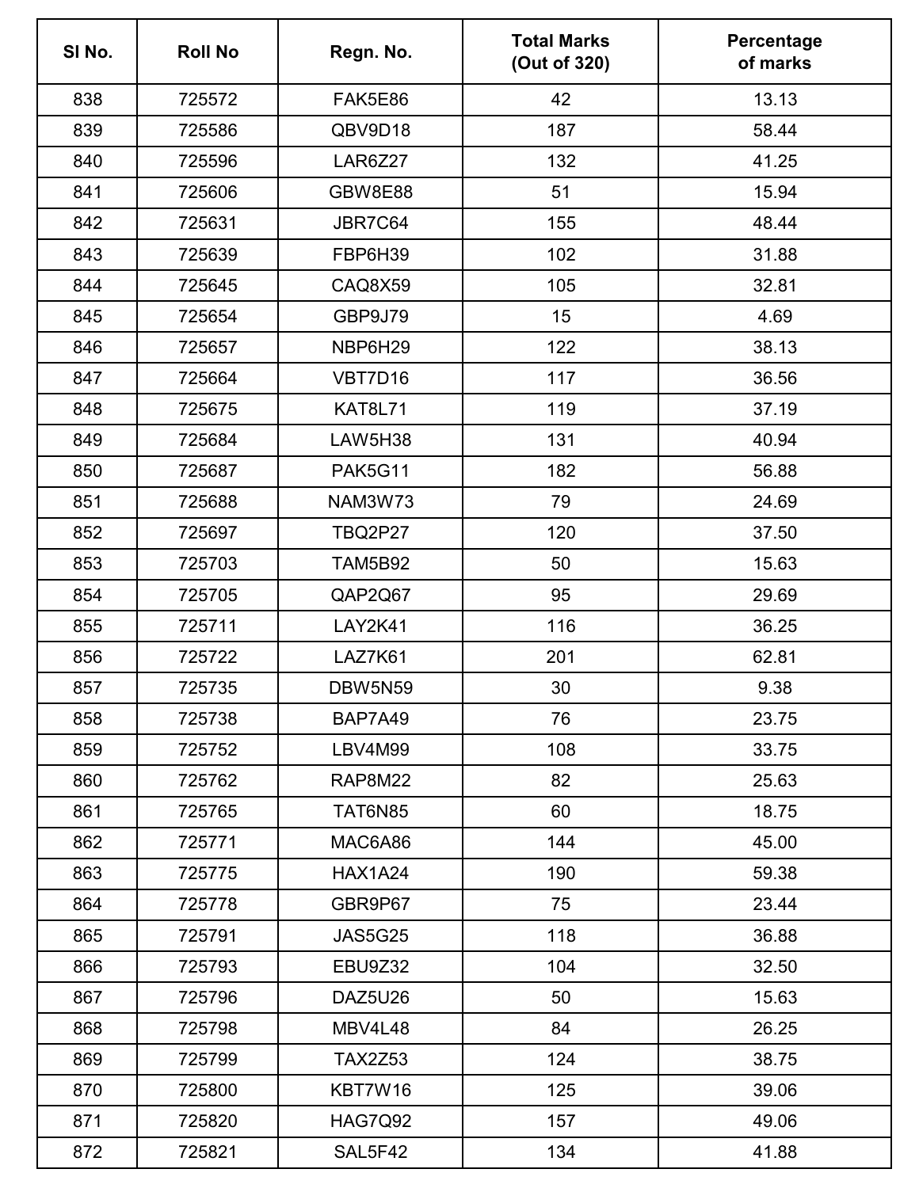| Sl No. | Roll No | Regn. No. | Total Marks (Out of 320) | Percentage of marks |
|---|---|---|---|---|
| 838 | 725572 | FAK5E86 | 42 | 13.13 |
| 839 | 725586 | QBV9D18 | 187 | 58.44 |
| 840 | 725596 | LAR6Z27 | 132 | 41.25 |
| 841 | 725606 | GBW8E88 | 51 | 15.94 |
| 842 | 725631 | JBR7C64 | 155 | 48.44 |
| 843 | 725639 | FBP6H39 | 102 | 31.88 |
| 844 | 725645 | CAQ8X59 | 105 | 32.81 |
| 845 | 725654 | GBP9J79 | 15 | 4.69 |
| 846 | 725657 | NBP6H29 | 122 | 38.13 |
| 847 | 725664 | VBT7D16 | 117 | 36.56 |
| 848 | 725675 | KAT8L71 | 119 | 37.19 |
| 849 | 725684 | LAW5H38 | 131 | 40.94 |
| 850 | 725687 | PAK5G11 | 182 | 56.88 |
| 851 | 725688 | NAM3W73 | 79 | 24.69 |
| 852 | 725697 | TBQ2P27 | 120 | 37.50 |
| 853 | 725703 | TAM5B92 | 50 | 15.63 |
| 854 | 725705 | QAP2Q67 | 95 | 29.69 |
| 855 | 725711 | LAY2K41 | 116 | 36.25 |
| 856 | 725722 | LAZ7K61 | 201 | 62.81 |
| 857 | 725735 | DBW5N59 | 30 | 9.38 |
| 858 | 725738 | BAP7A49 | 76 | 23.75 |
| 859 | 725752 | LBV4M99 | 108 | 33.75 |
| 860 | 725762 | RAP8M22 | 82 | 25.63 |
| 861 | 725765 | TAT6N85 | 60 | 18.75 |
| 862 | 725771 | MAC6A86 | 144 | 45.00 |
| 863 | 725775 | HAX1A24 | 190 | 59.38 |
| 864 | 725778 | GBR9P67 | 75 | 23.44 |
| 865 | 725791 | JAS5G25 | 118 | 36.88 |
| 866 | 725793 | EBU9Z32 | 104 | 32.50 |
| 867 | 725796 | DAZ5U26 | 50 | 15.63 |
| 868 | 725798 | MBV4L48 | 84 | 26.25 |
| 869 | 725799 | TAX2Z53 | 124 | 38.75 |
| 870 | 725800 | KBT7W16 | 125 | 39.06 |
| 871 | 725820 | HAG7Q92 | 157 | 49.06 |
| 872 | 725821 | SAL5F42 | 134 | 41.88 |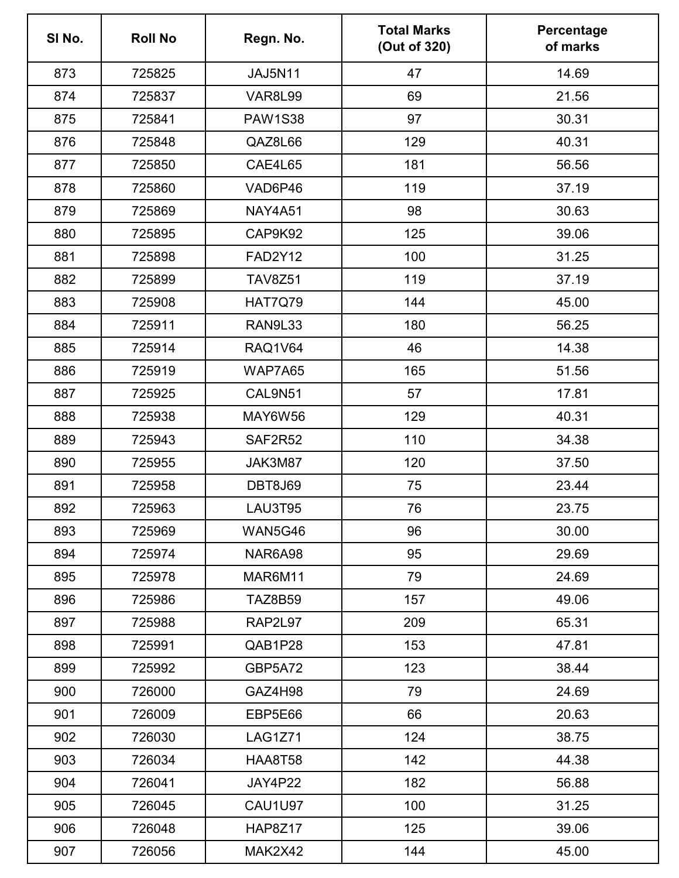| Sl No. | Roll No | Regn. No. | Total Marks (Out of 320) | Percentage of marks |
|---|---|---|---|---|
| 873 | 725825 | JAJ5N11 | 47 | 14.69 |
| 874 | 725837 | VAR8L99 | 69 | 21.56 |
| 875 | 725841 | PAW1S38 | 97 | 30.31 |
| 876 | 725848 | QAZ8L66 | 129 | 40.31 |
| 877 | 725850 | CAE4L65 | 181 | 56.56 |
| 878 | 725860 | VAD6P46 | 119 | 37.19 |
| 879 | 725869 | NAY4A51 | 98 | 30.63 |
| 880 | 725895 | CAP9K92 | 125 | 39.06 |
| 881 | 725898 | FAD2Y12 | 100 | 31.25 |
| 882 | 725899 | TAV8Z51 | 119 | 37.19 |
| 883 | 725908 | HAT7Q79 | 144 | 45.00 |
| 884 | 725911 | RAN9L33 | 180 | 56.25 |
| 885 | 725914 | RAQ1V64 | 46 | 14.38 |
| 886 | 725919 | WAP7A65 | 165 | 51.56 |
| 887 | 725925 | CAL9N51 | 57 | 17.81 |
| 888 | 725938 | MAY6W56 | 129 | 40.31 |
| 889 | 725943 | SAF2R52 | 110 | 34.38 |
| 890 | 725955 | JAK3M87 | 120 | 37.50 |
| 891 | 725958 | DBT8J69 | 75 | 23.44 |
| 892 | 725963 | LAU3T95 | 76 | 23.75 |
| 893 | 725969 | WAN5G46 | 96 | 30.00 |
| 894 | 725974 | NAR6A98 | 95 | 29.69 |
| 895 | 725978 | MAR6M11 | 79 | 24.69 |
| 896 | 725986 | TAZ8B59 | 157 | 49.06 |
| 897 | 725988 | RAP2L97 | 209 | 65.31 |
| 898 | 725991 | QAB1P28 | 153 | 47.81 |
| 899 | 725992 | GBP5A72 | 123 | 38.44 |
| 900 | 726000 | GAZ4H98 | 79 | 24.69 |
| 901 | 726009 | EBP5E66 | 66 | 20.63 |
| 902 | 726030 | LAG1Z71 | 124 | 38.75 |
| 903 | 726034 | HAA8T58 | 142 | 44.38 |
| 904 | 726041 | JAY4P22 | 182 | 56.88 |
| 905 | 726045 | CAU1U97 | 100 | 31.25 |
| 906 | 726048 | HAP8Z17 | 125 | 39.06 |
| 907 | 726056 | MAK2X42 | 144 | 45.00 |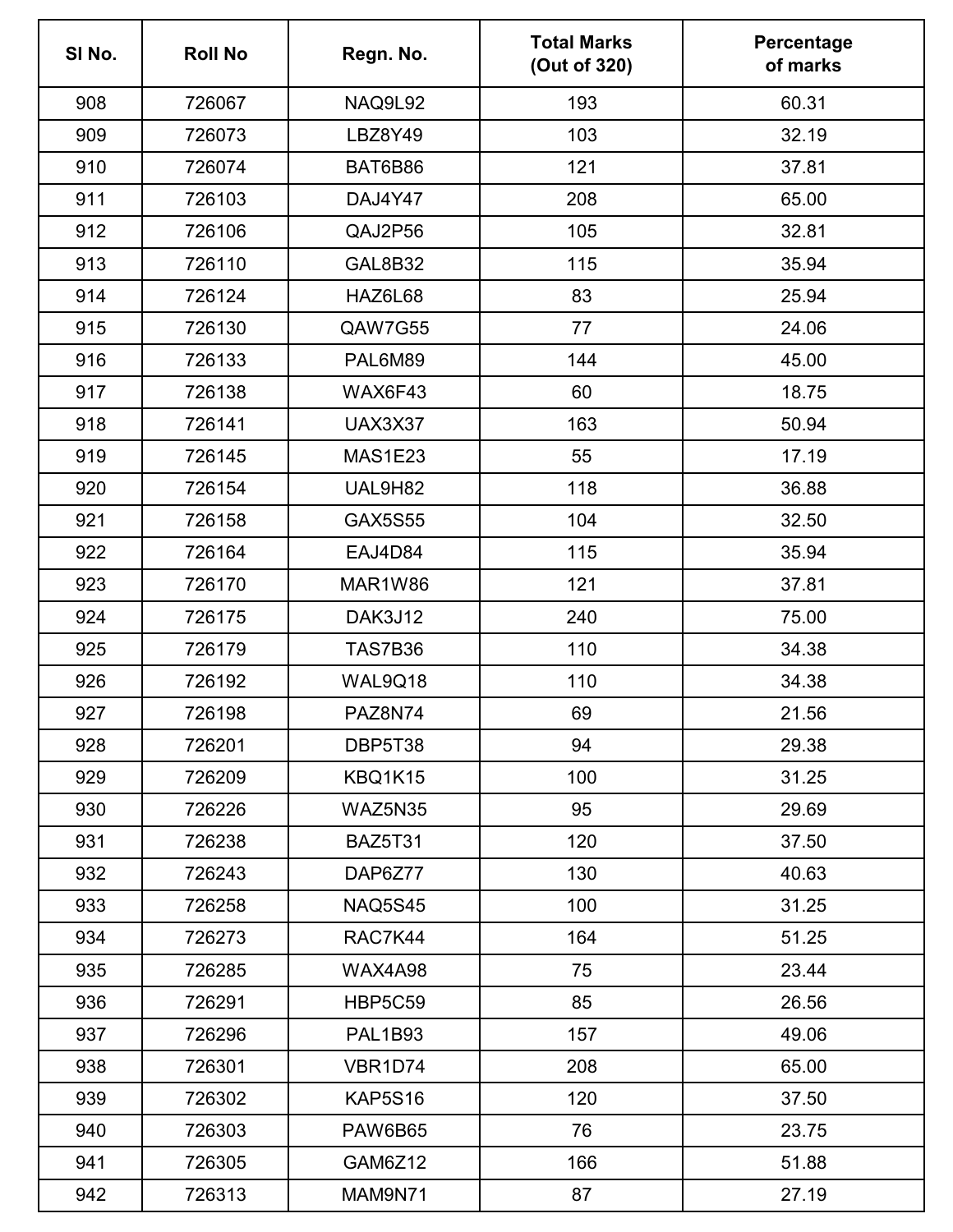| Sl No. | Roll No | Regn. No. | Total Marks (Out of 320) | Percentage of marks |
|---|---|---|---|---|
| 908 | 726067 | NAQ9L92 | 193 | 60.31 |
| 909 | 726073 | LBZ8Y49 | 103 | 32.19 |
| 910 | 726074 | BAT6B86 | 121 | 37.81 |
| 911 | 726103 | DAJ4Y47 | 208 | 65.00 |
| 912 | 726106 | QAJ2P56 | 105 | 32.81 |
| 913 | 726110 | GAL8B32 | 115 | 35.94 |
| 914 | 726124 | HAZ6L68 | 83 | 25.94 |
| 915 | 726130 | QAW7G55 | 77 | 24.06 |
| 916 | 726133 | PAL6M89 | 144 | 45.00 |
| 917 | 726138 | WAX6F43 | 60 | 18.75 |
| 918 | 726141 | UAX3X37 | 163 | 50.94 |
| 919 | 726145 | MAS1E23 | 55 | 17.19 |
| 920 | 726154 | UAL9H82 | 118 | 36.88 |
| 921 | 726158 | GAX5S55 | 104 | 32.50 |
| 922 | 726164 | EAJ4D84 | 115 | 35.94 |
| 923 | 726170 | MAR1W86 | 121 | 37.81 |
| 924 | 726175 | DAK3J12 | 240 | 75.00 |
| 925 | 726179 | TAS7B36 | 110 | 34.38 |
| 926 | 726192 | WAL9Q18 | 110 | 34.38 |
| 927 | 726198 | PAZ8N74 | 69 | 21.56 |
| 928 | 726201 | DBP5T38 | 94 | 29.38 |
| 929 | 726209 | KBQ1K15 | 100 | 31.25 |
| 930 | 726226 | WAZ5N35 | 95 | 29.69 |
| 931 | 726238 | BAZ5T31 | 120 | 37.50 |
| 932 | 726243 | DAP6Z77 | 130 | 40.63 |
| 933 | 726258 | NAQ5S45 | 100 | 31.25 |
| 934 | 726273 | RAC7K44 | 164 | 51.25 |
| 935 | 726285 | WAX4A98 | 75 | 23.44 |
| 936 | 726291 | HBP5C59 | 85 | 26.56 |
| 937 | 726296 | PAL1B93 | 157 | 49.06 |
| 938 | 726301 | VBR1D74 | 208 | 65.00 |
| 939 | 726302 | KAP5S16 | 120 | 37.50 |
| 940 | 726303 | PAW6B65 | 76 | 23.75 |
| 941 | 726305 | GAM6Z12 | 166 | 51.88 |
| 942 | 726313 | MAM9N71 | 87 | 27.19 |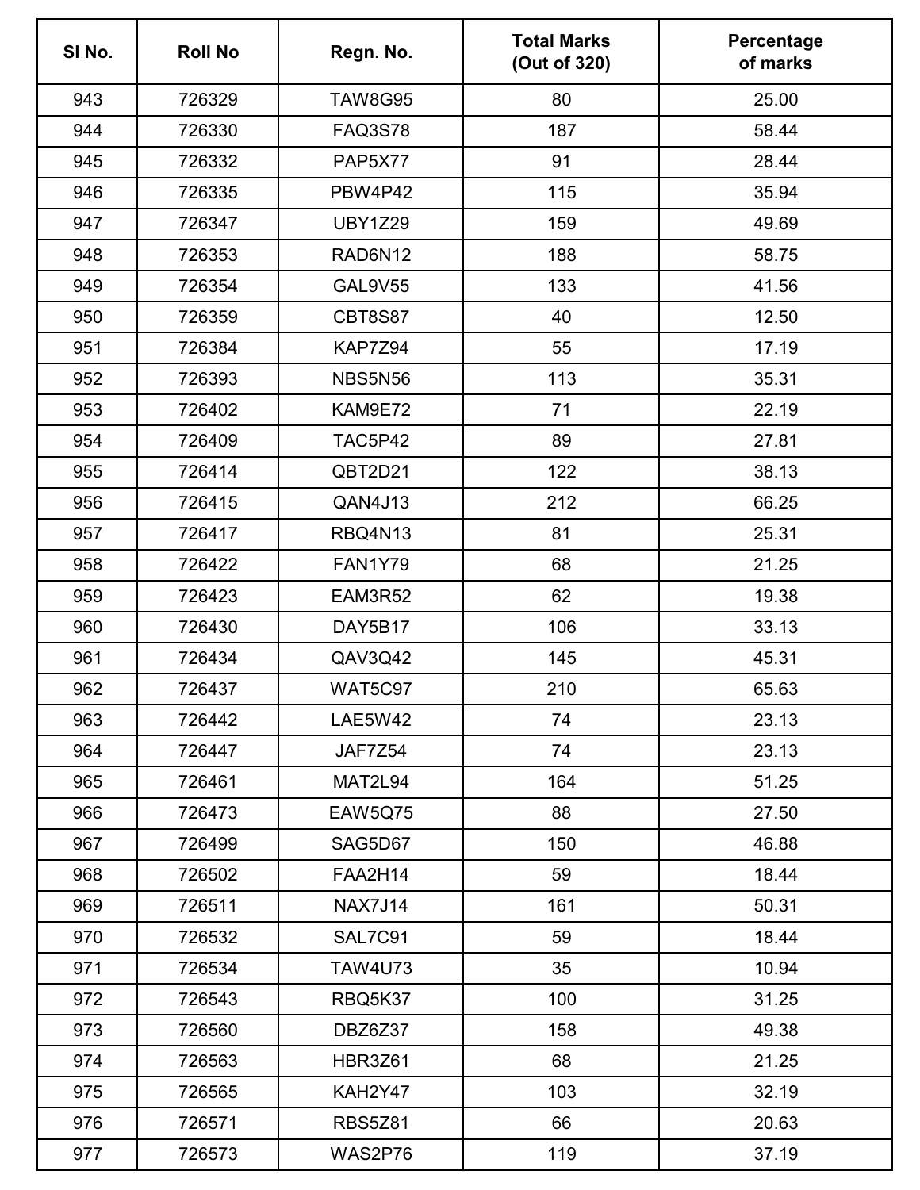| Sl No. | Roll No | Regn. No. | Total Marks (Out of 320) | Percentage of marks |
|---|---|---|---|---|
| 943 | 726329 | TAW8G95 | 80 | 25.00 |
| 944 | 726330 | FAQ3S78 | 187 | 58.44 |
| 945 | 726332 | PAP5X77 | 91 | 28.44 |
| 946 | 726335 | PBW4P42 | 115 | 35.94 |
| 947 | 726347 | UBY1Z29 | 159 | 49.69 |
| 948 | 726353 | RAD6N12 | 188 | 58.75 |
| 949 | 726354 | GAL9V55 | 133 | 41.56 |
| 950 | 726359 | CBT8S87 | 40 | 12.50 |
| 951 | 726384 | KAP7Z94 | 55 | 17.19 |
| 952 | 726393 | NBS5N56 | 113 | 35.31 |
| 953 | 726402 | KAM9E72 | 71 | 22.19 |
| 954 | 726409 | TAC5P42 | 89 | 27.81 |
| 955 | 726414 | QBT2D21 | 122 | 38.13 |
| 956 | 726415 | QAN4J13 | 212 | 66.25 |
| 957 | 726417 | RBQ4N13 | 81 | 25.31 |
| 958 | 726422 | FAN1Y79 | 68 | 21.25 |
| 959 | 726423 | EAM3R52 | 62 | 19.38 |
| 960 | 726430 | DAY5B17 | 106 | 33.13 |
| 961 | 726434 | QAV3Q42 | 145 | 45.31 |
| 962 | 726437 | WAT5C97 | 210 | 65.63 |
| 963 | 726442 | LAE5W42 | 74 | 23.13 |
| 964 | 726447 | JAF7Z54 | 74 | 23.13 |
| 965 | 726461 | MAT2L94 | 164 | 51.25 |
| 966 | 726473 | EAW5Q75 | 88 | 27.50 |
| 967 | 726499 | SAG5D67 | 150 | 46.88 |
| 968 | 726502 | FAA2H14 | 59 | 18.44 |
| 969 | 726511 | NAX7J14 | 161 | 50.31 |
| 970 | 726532 | SAL7C91 | 59 | 18.44 |
| 971 | 726534 | TAW4U73 | 35 | 10.94 |
| 972 | 726543 | RBQ5K37 | 100 | 31.25 |
| 973 | 726560 | DBZ6Z37 | 158 | 49.38 |
| 974 | 726563 | HBR3Z61 | 68 | 21.25 |
| 975 | 726565 | KAH2Y47 | 103 | 32.19 |
| 976 | 726571 | RBS5Z81 | 66 | 20.63 |
| 977 | 726573 | WAS2P76 | 119 | 37.19 |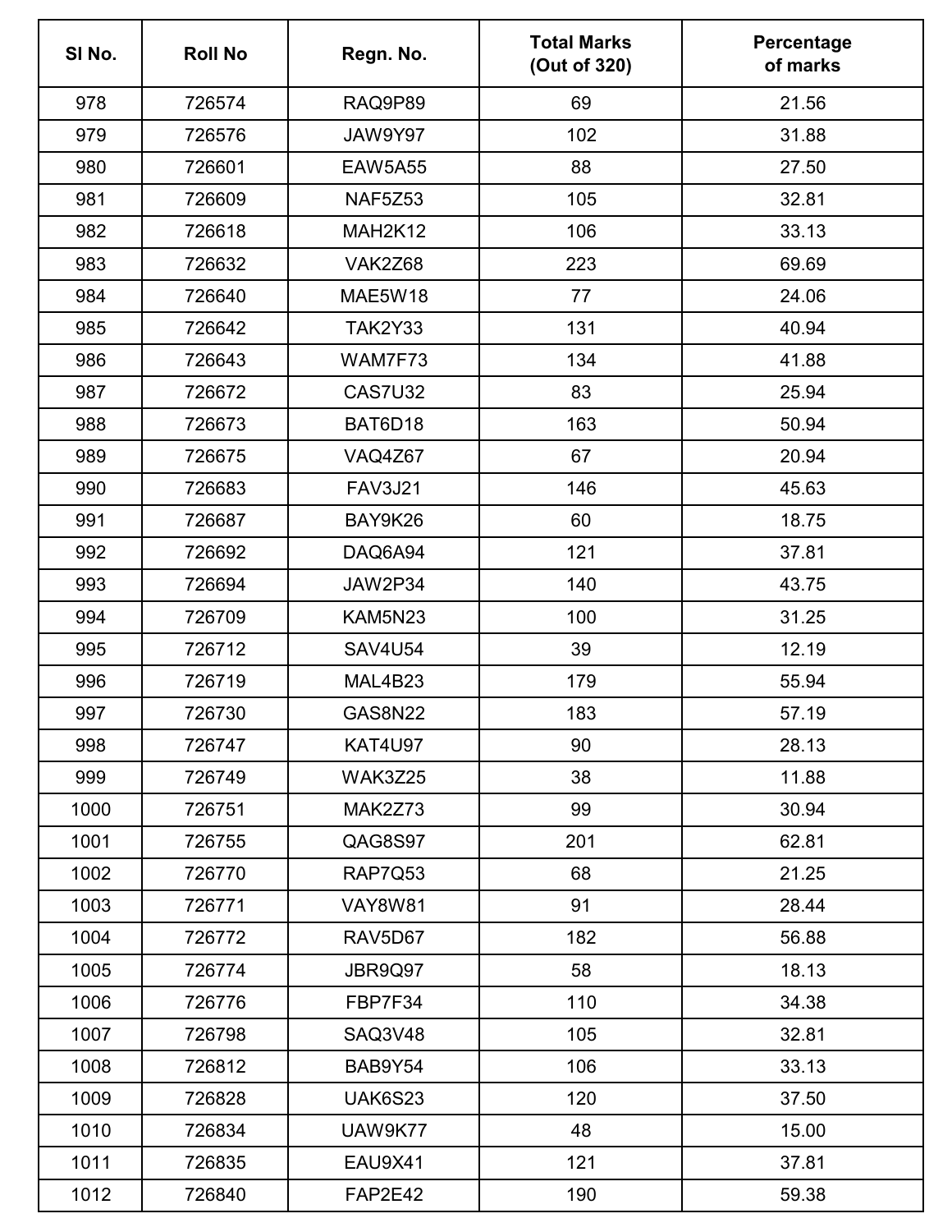| Sl No. | Roll No | Regn. No. | Total Marks (Out of 320) | Percentage of marks |
|---|---|---|---|---|
| 978 | 726574 | RAQ9P89 | 69 | 21.56 |
| 979 | 726576 | JAW9Y97 | 102 | 31.88 |
| 980 | 726601 | EAW5A55 | 88 | 27.50 |
| 981 | 726609 | NAF5Z53 | 105 | 32.81 |
| 982 | 726618 | MAH2K12 | 106 | 33.13 |
| 983 | 726632 | VAK2Z68 | 223 | 69.69 |
| 984 | 726640 | MAE5W18 | 77 | 24.06 |
| 985 | 726642 | TAK2Y33 | 131 | 40.94 |
| 986 | 726643 | WAM7F73 | 134 | 41.88 |
| 987 | 726672 | CAS7U32 | 83 | 25.94 |
| 988 | 726673 | BAT6D18 | 163 | 50.94 |
| 989 | 726675 | VAQ4Z67 | 67 | 20.94 |
| 990 | 726683 | FAV3J21 | 146 | 45.63 |
| 991 | 726687 | BAY9K26 | 60 | 18.75 |
| 992 | 726692 | DAQ6A94 | 121 | 37.81 |
| 993 | 726694 | JAW2P34 | 140 | 43.75 |
| 994 | 726709 | KAM5N23 | 100 | 31.25 |
| 995 | 726712 | SAV4U54 | 39 | 12.19 |
| 996 | 726719 | MAL4B23 | 179 | 55.94 |
| 997 | 726730 | GAS8N22 | 183 | 57.19 |
| 998 | 726747 | KAT4U97 | 90 | 28.13 |
| 999 | 726749 | WAK3Z25 | 38 | 11.88 |
| 1000 | 726751 | MAK2Z73 | 99 | 30.94 |
| 1001 | 726755 | QAG8S97 | 201 | 62.81 |
| 1002 | 726770 | RAP7Q53 | 68 | 21.25 |
| 1003 | 726771 | VAY8W81 | 91 | 28.44 |
| 1004 | 726772 | RAV5D67 | 182 | 56.88 |
| 1005 | 726774 | JBR9Q97 | 58 | 18.13 |
| 1006 | 726776 | FBP7F34 | 110 | 34.38 |
| 1007 | 726798 | SAQ3V48 | 105 | 32.81 |
| 1008 | 726812 | BAB9Y54 | 106 | 33.13 |
| 1009 | 726828 | UAK6S23 | 120 | 37.50 |
| 1010 | 726834 | UAW9K77 | 48 | 15.00 |
| 1011 | 726835 | EAU9X41 | 121 | 37.81 |
| 1012 | 726840 | FAP2E42 | 190 | 59.38 |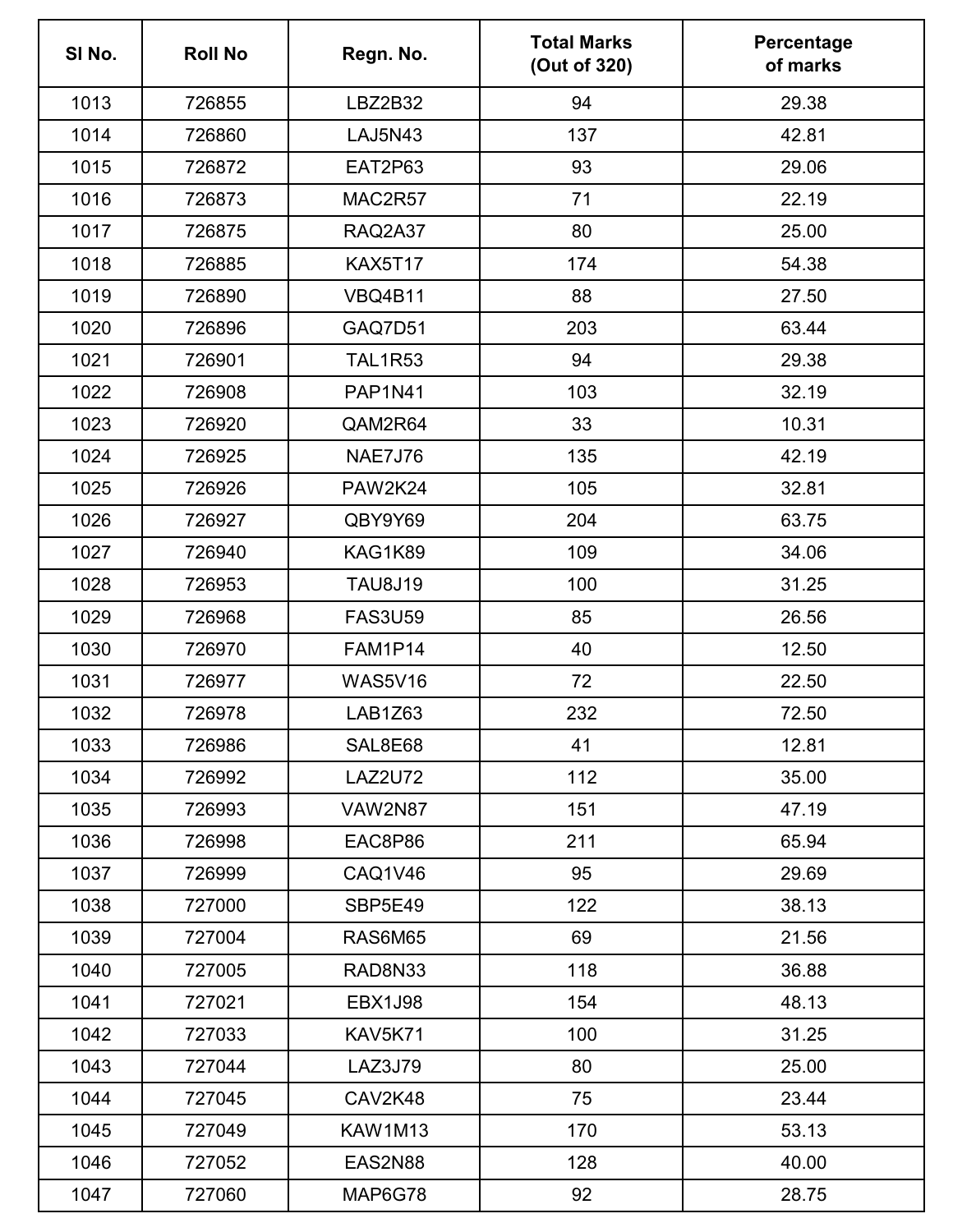| Sl No. | Roll No | Regn. No. | Total Marks (Out of 320) | Percentage of marks |
|---|---|---|---|---|
| 1013 | 726855 | LBZ2B32 | 94 | 29.38 |
| 1014 | 726860 | LAJ5N43 | 137 | 42.81 |
| 1015 | 726872 | EAT2P63 | 93 | 29.06 |
| 1016 | 726873 | MAC2R57 | 71 | 22.19 |
| 1017 | 726875 | RAQ2A37 | 80 | 25.00 |
| 1018 | 726885 | KAX5T17 | 174 | 54.38 |
| 1019 | 726890 | VBQ4B11 | 88 | 27.50 |
| 1020 | 726896 | GAQ7D51 | 203 | 63.44 |
| 1021 | 726901 | TAL1R53 | 94 | 29.38 |
| 1022 | 726908 | PAP1N41 | 103 | 32.19 |
| 1023 | 726920 | QAM2R64 | 33 | 10.31 |
| 1024 | 726925 | NAE7J76 | 135 | 42.19 |
| 1025 | 726926 | PAW2K24 | 105 | 32.81 |
| 1026 | 726927 | QBY9Y69 | 204 | 63.75 |
| 1027 | 726940 | KAG1K89 | 109 | 34.06 |
| 1028 | 726953 | TAU8J19 | 100 | 31.25 |
| 1029 | 726968 | FAS3U59 | 85 | 26.56 |
| 1030 | 726970 | FAM1P14 | 40 | 12.50 |
| 1031 | 726977 | WAS5V16 | 72 | 22.50 |
| 1032 | 726978 | LAB1Z63 | 232 | 72.50 |
| 1033 | 726986 | SAL8E68 | 41 | 12.81 |
| 1034 | 726992 | LAZ2U72 | 112 | 35.00 |
| 1035 | 726993 | VAW2N87 | 151 | 47.19 |
| 1036 | 726998 | EAC8P86 | 211 | 65.94 |
| 1037 | 726999 | CAQ1V46 | 95 | 29.69 |
| 1038 | 727000 | SBP5E49 | 122 | 38.13 |
| 1039 | 727004 | RAS6M65 | 69 | 21.56 |
| 1040 | 727005 | RAD8N33 | 118 | 36.88 |
| 1041 | 727021 | EBX1J98 | 154 | 48.13 |
| 1042 | 727033 | KAV5K71 | 100 | 31.25 |
| 1043 | 727044 | LAZ3J79 | 80 | 25.00 |
| 1044 | 727045 | CAV2K48 | 75 | 23.44 |
| 1045 | 727049 | KAW1M13 | 170 | 53.13 |
| 1046 | 727052 | EAS2N88 | 128 | 40.00 |
| 1047 | 727060 | MAP6G78 | 92 | 28.75 |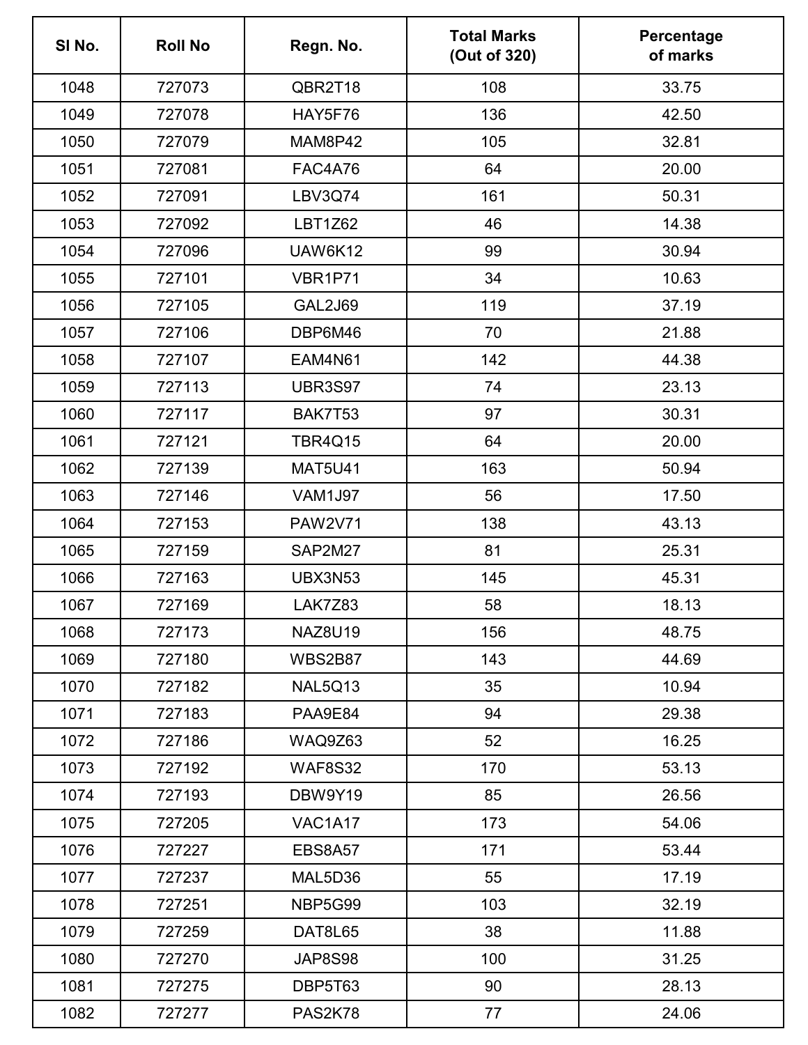| Sl No. | Roll No | Regn. No. | Total Marks (Out of 320) | Percentage of marks |
|---|---|---|---|---|
| 1048 | 727073 | QBR2T18 | 108 | 33.75 |
| 1049 | 727078 | HAY5F76 | 136 | 42.50 |
| 1050 | 727079 | MAM8P42 | 105 | 32.81 |
| 1051 | 727081 | FAC4A76 | 64 | 20.00 |
| 1052 | 727091 | LBV3Q74 | 161 | 50.31 |
| 1053 | 727092 | LBT1Z62 | 46 | 14.38 |
| 1054 | 727096 | UAW6K12 | 99 | 30.94 |
| 1055 | 727101 | VBR1P71 | 34 | 10.63 |
| 1056 | 727105 | GAL2J69 | 119 | 37.19 |
| 1057 | 727106 | DBP6M46 | 70 | 21.88 |
| 1058 | 727107 | EAM4N61 | 142 | 44.38 |
| 1059 | 727113 | UBR3S97 | 74 | 23.13 |
| 1060 | 727117 | BAK7T53 | 97 | 30.31 |
| 1061 | 727121 | TBR4Q15 | 64 | 20.00 |
| 1062 | 727139 | MAT5U41 | 163 | 50.94 |
| 1063 | 727146 | VAM1J97 | 56 | 17.50 |
| 1064 | 727153 | PAW2V71 | 138 | 43.13 |
| 1065 | 727159 | SAP2M27 | 81 | 25.31 |
| 1066 | 727163 | UBX3N53 | 145 | 45.31 |
| 1067 | 727169 | LAK7Z83 | 58 | 18.13 |
| 1068 | 727173 | NAZ8U19 | 156 | 48.75 |
| 1069 | 727180 | WBS2B87 | 143 | 44.69 |
| 1070 | 727182 | NAL5Q13 | 35 | 10.94 |
| 1071 | 727183 | PAA9E84 | 94 | 29.38 |
| 1072 | 727186 | WAQ9Z63 | 52 | 16.25 |
| 1073 | 727192 | WAF8S32 | 170 | 53.13 |
| 1074 | 727193 | DBW9Y19 | 85 | 26.56 |
| 1075 | 727205 | VAC1A17 | 173 | 54.06 |
| 1076 | 727227 | EBS8A57 | 171 | 53.44 |
| 1077 | 727237 | MAL5D36 | 55 | 17.19 |
| 1078 | 727251 | NBP5G99 | 103 | 32.19 |
| 1079 | 727259 | DAT8L65 | 38 | 11.88 |
| 1080 | 727270 | JAP8S98 | 100 | 31.25 |
| 1081 | 727275 | DBP5T63 | 90 | 28.13 |
| 1082 | 727277 | PAS2K78 | 77 | 24.06 |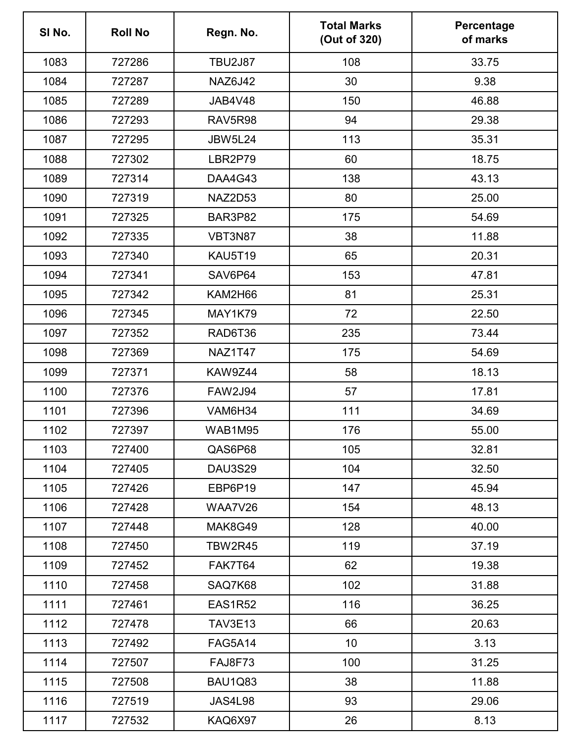| Sl No. | Roll No | Regn. No. | Total Marks (Out of 320) | Percentage of marks |
|---|---|---|---|---|
| 1083 | 727286 | TBU2J87 | 108 | 33.75 |
| 1084 | 727287 | NAZ6J42 | 30 | 9.38 |
| 1085 | 727289 | JAB4V48 | 150 | 46.88 |
| 1086 | 727293 | RAV5R98 | 94 | 29.38 |
| 1087 | 727295 | JBW5L24 | 113 | 35.31 |
| 1088 | 727302 | LBR2P79 | 60 | 18.75 |
| 1089 | 727314 | DAA4G43 | 138 | 43.13 |
| 1090 | 727319 | NAZ2D53 | 80 | 25.00 |
| 1091 | 727325 | BAR3P82 | 175 | 54.69 |
| 1092 | 727335 | VBT3N87 | 38 | 11.88 |
| 1093 | 727340 | KAU5T19 | 65 | 20.31 |
| 1094 | 727341 | SAV6P64 | 153 | 47.81 |
| 1095 | 727342 | KAM2H66 | 81 | 25.31 |
| 1096 | 727345 | MAY1K79 | 72 | 22.50 |
| 1097 | 727352 | RAD6T36 | 235 | 73.44 |
| 1098 | 727369 | NAZ1T47 | 175 | 54.69 |
| 1099 | 727371 | KAW9Z44 | 58 | 18.13 |
| 1100 | 727376 | FAW2J94 | 57 | 17.81 |
| 1101 | 727396 | VAM6H34 | 111 | 34.69 |
| 1102 | 727397 | WAB1M95 | 176 | 55.00 |
| 1103 | 727400 | QAS6P68 | 105 | 32.81 |
| 1104 | 727405 | DAU3S29 | 104 | 32.50 |
| 1105 | 727426 | EBP6P19 | 147 | 45.94 |
| 1106 | 727428 | WAA7V26 | 154 | 48.13 |
| 1107 | 727448 | MAK8G49 | 128 | 40.00 |
| 1108 | 727450 | TBW2R45 | 119 | 37.19 |
| 1109 | 727452 | FAK7T64 | 62 | 19.38 |
| 1110 | 727458 | SAQ7K68 | 102 | 31.88 |
| 1111 | 727461 | EAS1R52 | 116 | 36.25 |
| 1112 | 727478 | TAV3E13 | 66 | 20.63 |
| 1113 | 727492 | FAG5A14 | 10 | 3.13 |
| 1114 | 727507 | FAJ8F73 | 100 | 31.25 |
| 1115 | 727508 | BAU1Q83 | 38 | 11.88 |
| 1116 | 727519 | JAS4L98 | 93 | 29.06 |
| 1117 | 727532 | KAQ6X97 | 26 | 8.13 |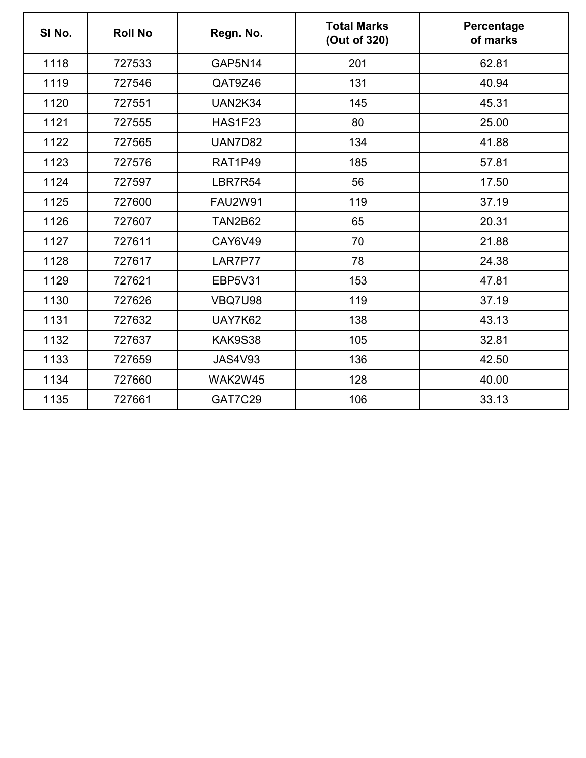| Sl No. | Roll No | Regn. No. | Total Marks (Out of 320) | Percentage of marks |
|---|---|---|---|---|
| 1118 | 727533 | GAP5N14 | 201 | 62.81 |
| 1119 | 727546 | QAT9Z46 | 131 | 40.94 |
| 1120 | 727551 | UAN2K34 | 145 | 45.31 |
| 1121 | 727555 | HAS1F23 | 80 | 25.00 |
| 1122 | 727565 | UAN7D82 | 134 | 41.88 |
| 1123 | 727576 | RAT1P49 | 185 | 57.81 |
| 1124 | 727597 | LBR7R54 | 56 | 17.50 |
| 1125 | 727600 | FAU2W91 | 119 | 37.19 |
| 1126 | 727607 | TAN2B62 | 65 | 20.31 |
| 1127 | 727611 | CAY6V49 | 70 | 21.88 |
| 1128 | 727617 | LAR7P77 | 78 | 24.38 |
| 1129 | 727621 | EBP5V31 | 153 | 47.81 |
| 1130 | 727626 | VBQ7U98 | 119 | 37.19 |
| 1131 | 727632 | UAY7K62 | 138 | 43.13 |
| 1132 | 727637 | KAK9S38 | 105 | 32.81 |
| 1133 | 727659 | JAS4V93 | 136 | 42.50 |
| 1134 | 727660 | WAK2W45 | 128 | 40.00 |
| 1135 | 727661 | GAT7C29 | 106 | 33.13 |